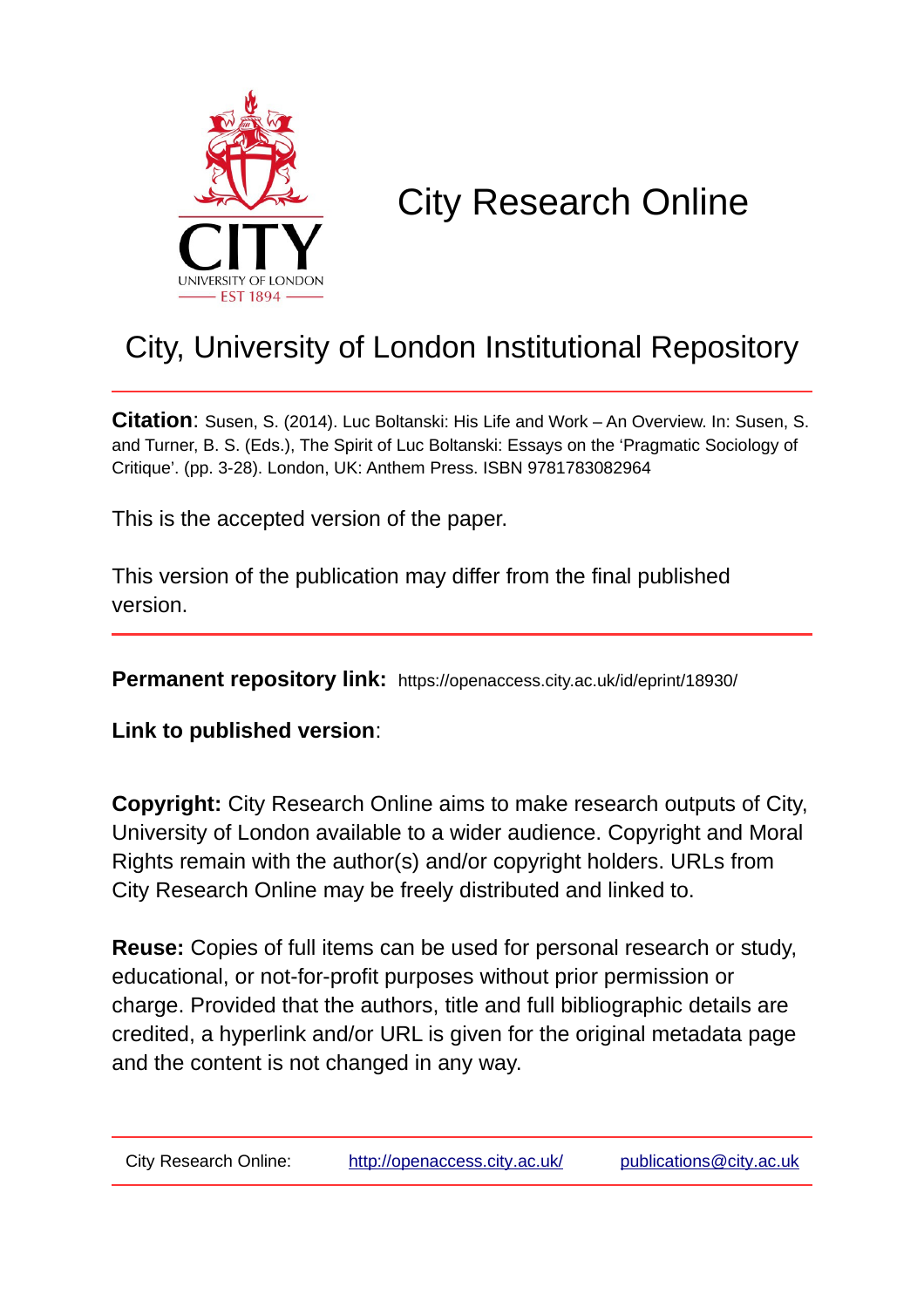CITY
UNIVERSITY OF LONDON
EST 1894

# City Research Online

## City, University of London Institutional Repository

**Citation**: Susen, S. (2014). Luc Boltanski: His Life and Work – An Overview. In: Susen, S. and Turner, B. S. (Eds.), The Spirit of Luc Boltanski: Essays on the 'Pragmatic Sociology of Critique'. (pp. 3-28). London, UK: Anthem Press. ISBN 9781783082964

This is the accepted version of the paper.

This version of the publication may differ from the final published version.

**Permanent repository link:** https://openaccess.city.ac.uk/id/eprint/18930/

**Link to published version**:

**Copyright:** City Research Online aims to make research outputs of City, University of London available to a wider audience. Copyright and Moral Rights remain with the author(s) and/or copyright holders. URLs from City Research Online may be freely distributed and linked to.

**Reuse:** Copies of full items can be used for personal research or study, educational, or not-for-profit purposes without prior permission or charge. Provided that the authors, title and full bibliographic details are credited, a hyperlink and/or URL is given for the original metadata page and the content is not changed in any way.

City Research Online: http://openaccess.city.ac.uk/ publications@city.ac.uk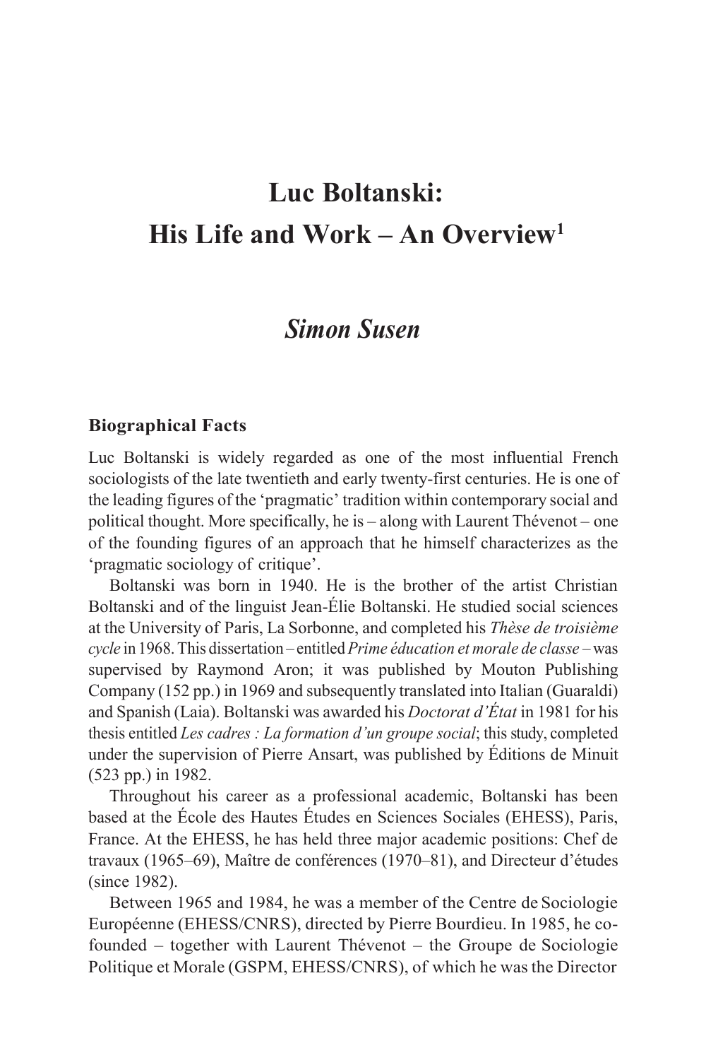# Luc Boltanski: His Life and Work – An Overview[1]

## *Simon Susen*

### Biographical Facts

Luc Boltanski is widely regarded as one of the most influential French sociologists of the late twentieth and early twenty-first centuries. He is one of the leading figures of the 'pragmatic' tradition within contemporary social and political thought. More specifically, he is – along with Laurent Thévenot – one of the founding figures of an approach that he himself characterizes as the 'pragmatic sociology of critique'.

Boltanski was born in 1940. He is the brother of the artist Christian Boltanski and of the linguist Jean-Élie Boltanski. He studied social sciences at the University of Paris, La Sorbonne, and completed his *Thèse de troisième cycle* in 1968. This dissertation – entitled *Prime éducation et morale de classe* – was supervised by Raymond Aron; it was published by Mouton Publishing Company (152 pp.) in 1969 and subsequently translated into Italian (Guaraldi) and Spanish (Laia). Boltanski was awarded his *Doctorat d'État* in 1981 for his thesis entitled *Les cadres : La formation d'un groupe social*; this study, completed under the supervision of Pierre Ansart, was published by Éditions de Minuit (523 pp.) in 1982.

Throughout his career as a professional academic, Boltanski has been based at the École des Hautes Études en Sciences Sociales (EHESS), Paris, France. At the EHESS, he has held three major academic positions: Chef de travaux (1965–69), Maître de conférences (1970–81), and Directeur d'études (since 1982).

Between 1965 and 1984, he was a member of the Centre de Sociologie Européenne (EHESS/CNRS), directed by Pierre Bourdieu. In 1985, he co-founded – together with Laurent Thévenot – the Groupe de Sociologie Politique et Morale (GSPM, EHESS/CNRS), of which he was the Director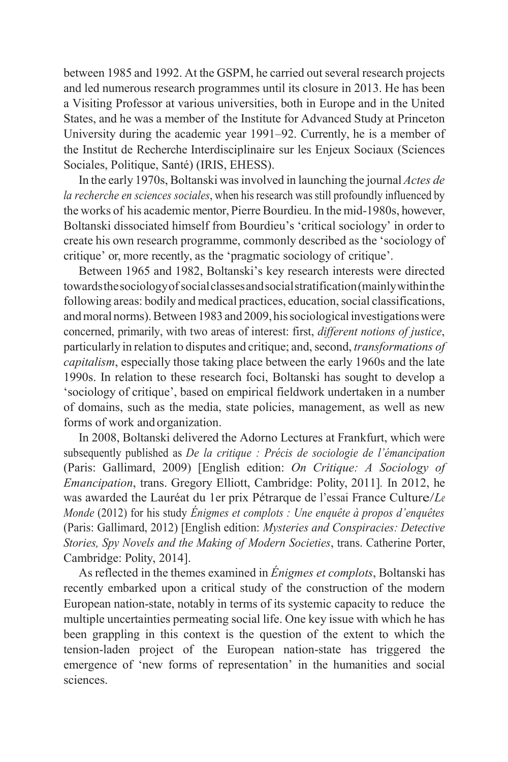between 1985 and 1992. At the GSPM, he carried out several research projects and led numerous research programmes until its closure in 2013. He has been a Visiting Professor at various universities, both in Europe and in the United States, and he was a member of the Institute for Advanced Study at Princeton University during the academic year 1991–92. Currently, he is a member of the Institut de Recherche Interdisciplinaire sur les Enjeux Sociaux (Sciences Sociales, Politique, Santé) (IRIS, EHESS).

In the early 1970s, Boltanski was involved in launching the journal *Actes de la recherche en sciences sociales*, when his research was still profoundly influenced by the works of his academic mentor, Pierre Bourdieu. In the mid-1980s, however, Boltanski dissociated himself from Bourdieu's 'critical sociology' in order to create his own research programme, commonly described as the 'sociology of critique' or, more recently, as the 'pragmatic sociology of critique'.

Between 1965 and 1982, Boltanski's key research interests were directed towards the sociology of social classes and social stratification (mainly within the following areas: bodily and medical practices, education, social classifications, and moral norms). Between 1983 and 2009, his sociological investigations were concerned, primarily, with two areas of interest: first, *different notions of justice*, particularly in relation to disputes and critique; and, second, *transformations of capitalism*, especially those taking place between the early 1960s and the late 1990s. In relation to these research foci, Boltanski has sought to develop a 'sociology of critique', based on empirical fieldwork undertaken in a number of domains, such as the media, state policies, management, as well as new forms of work and organization.

In 2008, Boltanski delivered the Adorno Lectures at Frankfurt, which were subsequently published as *De la critique : Précis de sociologie de l'émancipation* (Paris: Gallimard, 2009) [English edition: *On Critique: A Sociology of Emancipation*, trans. Gregory Elliott, Cambridge: Polity, 2011]. In 2012, he was awarded the Lauréat du 1er prix Pétrarque de l'essai France Culture/*Le Monde* (2012) for his study *Énigmes et complots : Une enquête à propos d'enquêtes* (Paris: Gallimard, 2012) [English edition: *Mysteries and Conspiracies: Detective Stories, Spy Novels and the Making of Modern Societies*, trans. Catherine Porter, Cambridge: Polity, 2014].

As reflected in the themes examined in *Énigmes et complots*, Boltanski has recently embarked upon a critical study of the construction of the modern European nation-state, notably in terms of its systemic capacity to reduce the multiple uncertainties permeating social life. One key issue with which he has been grappling in this context is the question of the extent to which the tension-laden project of the European nation-state has triggered the emergence of 'new forms of representation' in the humanities and social sciences.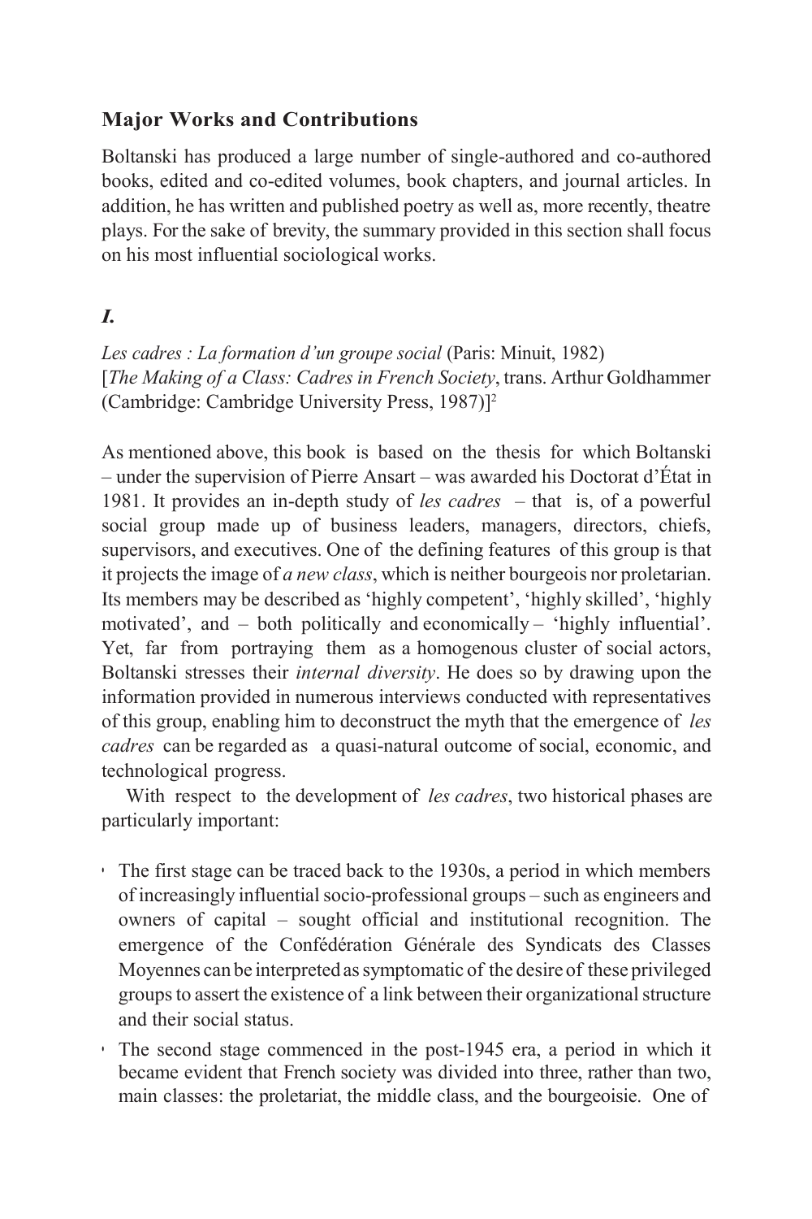## Major Works and Contributions

Boltanski has produced a large number of single-authored and co-authored books, edited and co-edited volumes, book chapters, and journal articles. In addition, he has written and published poetry as well as, more recently, theatre plays. For the sake of brevity, the summary provided in this section shall focus on his most influential sociological works.

### *I.*

*Les cadres : La formation d'un groupe social* (Paris: Minuit, 1982)
[*The Making of a Class: Cadres in French Society*, trans. Arthur Goldhammer (Cambridge: Cambridge University Press, 1987)][2]

As mentioned above, this book is based on the thesis for which Boltanski – under the supervision of Pierre Ansart – was awarded his Doctorat d'État in 1981. It provides an in-depth study of *les cadres* – that is, of a powerful social group made up of business leaders, managers, directors, chiefs, supervisors, and executives. One of the defining features of this group is that it projects the image of *a new class*, which is neither bourgeois nor proletarian. Its members may be described as 'highly competent', 'highly skilled', 'highly motivated', and – both politically and economically – 'highly influential'. Yet, far from portraying them as a homogenous cluster of social actors, Boltanski stresses their *internal diversity*. He does so by drawing upon the information provided in numerous interviews conducted with representatives of this group, enabling him to deconstruct the myth that the emergence of *les cadres* can be regarded as a quasi-natural outcome of social, economic, and technological progress.

With respect to the development of *les cadres*, two historical phases are particularly important:

- The first stage can be traced back to the 1930s, a period in which members of increasingly influential socio-professional groups – such as engineers and owners of capital – sought official and institutional recognition. The emergence of the Confédération Générale des Syndicats des Classes Moyennes can be interpreted as symptomatic of the desire of these privileged groups to assert the existence of a link between their organizational structure and their social status.
- The second stage commenced in the post-1945 era, a period in which it became evident that French society was divided into three, rather than two, main classes: the proletariat, the middle class, and the bourgeoisie. One of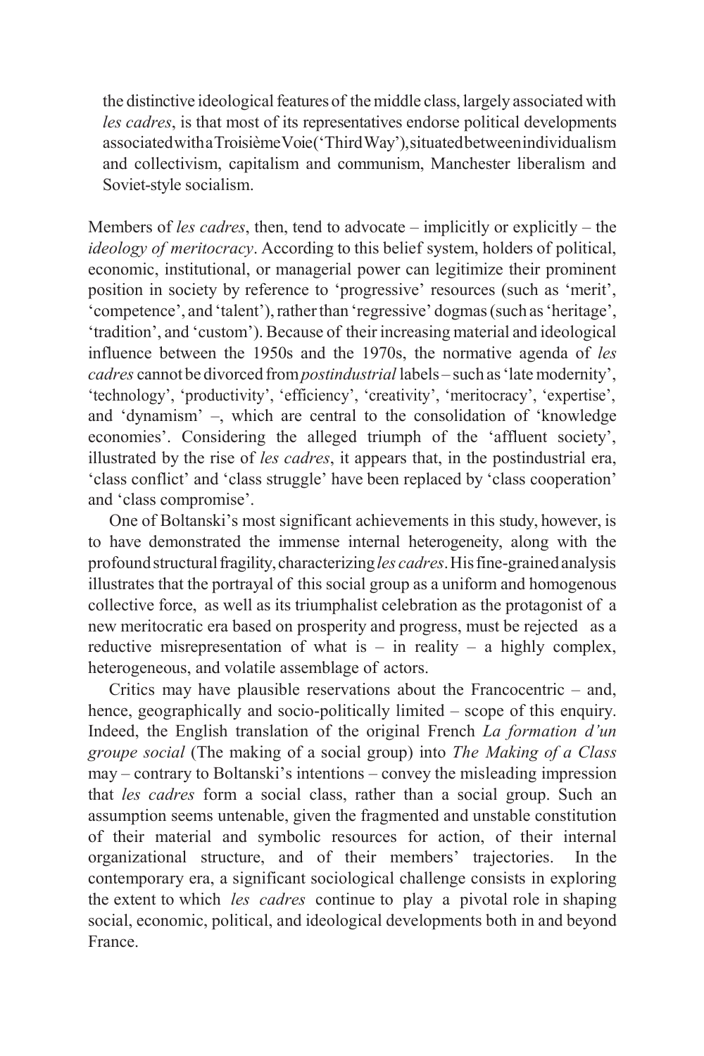> the distinctive ideological features of the middle class, largely associated with *les cadres*, is that most of its representatives endorse political developments associated with a Troisième Voie ('Third Way'), situated between individualism and collectivism, capitalism and communism, Manchester liberalism and Soviet-style socialism.

Members of *les cadres*, then, tend to advocate – implicitly or explicitly – the *ideology of meritocracy*. According to this belief system, holders of political, economic, institutional, or managerial power can legitimize their prominent position in society by reference to 'progressive' resources (such as 'merit', 'competence', and 'talent'), rather than 'regressive' dogmas (such as 'heritage', 'tradition', and 'custom'). Because of their increasing material and ideological influence between the 1950s and the 1970s, the normative agenda of *les cadres* cannot be divorced from *postindustrial* labels – such as 'late modernity', 'technology', 'productivity', 'efficiency', 'creativity', 'meritocracy', 'expertise', and 'dynamism' –, which are central to the consolidation of 'knowledge economies'. Considering the alleged triumph of the 'affluent society', illustrated by the rise of *les cadres*, it appears that, in the postindustrial era, 'class conflict' and 'class struggle' have been replaced by 'class cooperation' and 'class compromise'.

One of Boltanski's most significant achievements in this study, however, is to have demonstrated the immense internal heterogeneity, along with the profound structural fragility, characterizing *les cadres*. His fine-grained analysis illustrates that the portrayal of this social group as a uniform and homogenous collective force, as well as its triumphalist celebration as the protagonist of a new meritocratic era based on prosperity and progress, must be rejected as a reductive misrepresentation of what is – in reality – a highly complex, heterogeneous, and volatile assemblage of actors.

Critics may have plausible reservations about the Francocentric – and, hence, geographically and socio-politically limited – scope of this enquiry. Indeed, the English translation of the original French *La formation d'un groupe social* (The making of a social group) into *The Making of a Class* may – contrary to Boltanski's intentions – convey the misleading impression that *les cadres* form a social class, rather than a social group. Such an assumption seems untenable, given the fragmented and unstable constitution of their material and symbolic resources for action, of their internal organizational structure, and of their members' trajectories. In the contemporary era, a significant sociological challenge consists in exploring the extent to which *les cadres* continue to play a pivotal role in shaping social, economic, political, and ideological developments both in and beyond France.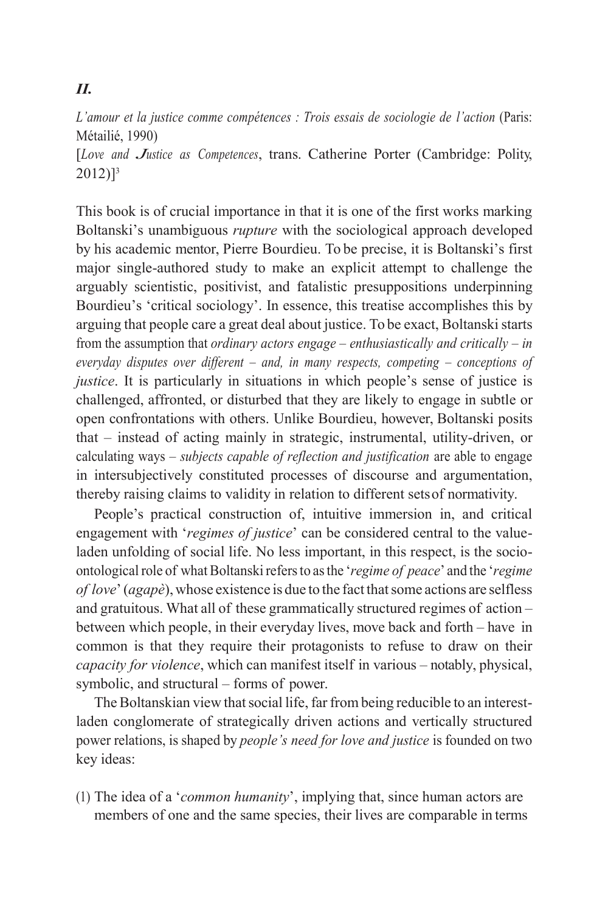## *II.*

*L'amour et la justice comme compétences : Trois essais de sociologie de l'action* (Paris: Métailié, 1990)
[*Love and Justice as Competences*, trans. Catherine Porter (Cambridge: Polity, 2012)][3]

This book is of crucial importance in that it is one of the first works marking Boltanski's unambiguous *rupture* with the sociological approach developed by his academic mentor, Pierre Bourdieu. To be precise, it is Boltanski's first major single-authored study to make an explicit attempt to challenge the arguably scientistic, positivist, and fatalistic presuppositions underpinning Bourdieu's 'critical sociology'. In essence, this treatise accomplishes this by arguing that people care a great deal about justice. To be exact, Boltanski starts from the assumption that *ordinary actors engage – enthusiastically and critically – in everyday disputes over different – and, in many respects, competing – conceptions of justice*. It is particularly in situations in which people's sense of justice is challenged, affronted, or disturbed that they are likely to engage in subtle or open confrontations with others. Unlike Bourdieu, however, Boltanski posits that – instead of acting mainly in strategic, instrumental, utility-driven, or calculating ways – *subjects capable of reflection and justification* are able to engage in intersubjectively constituted processes of discourse and argumentation, thereby raising claims to validity in relation to different sets of normativity.

People's practical construction of, intuitive immersion in, and critical engagement with '*regimes of justice*' can be considered central to the value-laden unfolding of social life. No less important, in this respect, is the socio-ontological role of what Boltanski refers to as the '*regime of peace*' and the '*regime of love*' (*agapè*), whose existence is due to the fact that some actions are selfless and gratuitous. What all of these grammatically structured regimes of action – between which people, in their everyday lives, move back and forth – have in common is that they require their protagonists to refuse to draw on their *capacity for violence*, which can manifest itself in various – notably, physical, symbolic, and structural – forms of power.

The Boltanskian view that social life, far from being reducible to an interest-laden conglomerate of strategically driven actions and vertically structured power relations, is shaped by *people's need for love and justice* is founded on two key ideas:

(1) The idea of a '*common humanity*', implying that, since human actors are members of one and the same species, their lives are comparable in terms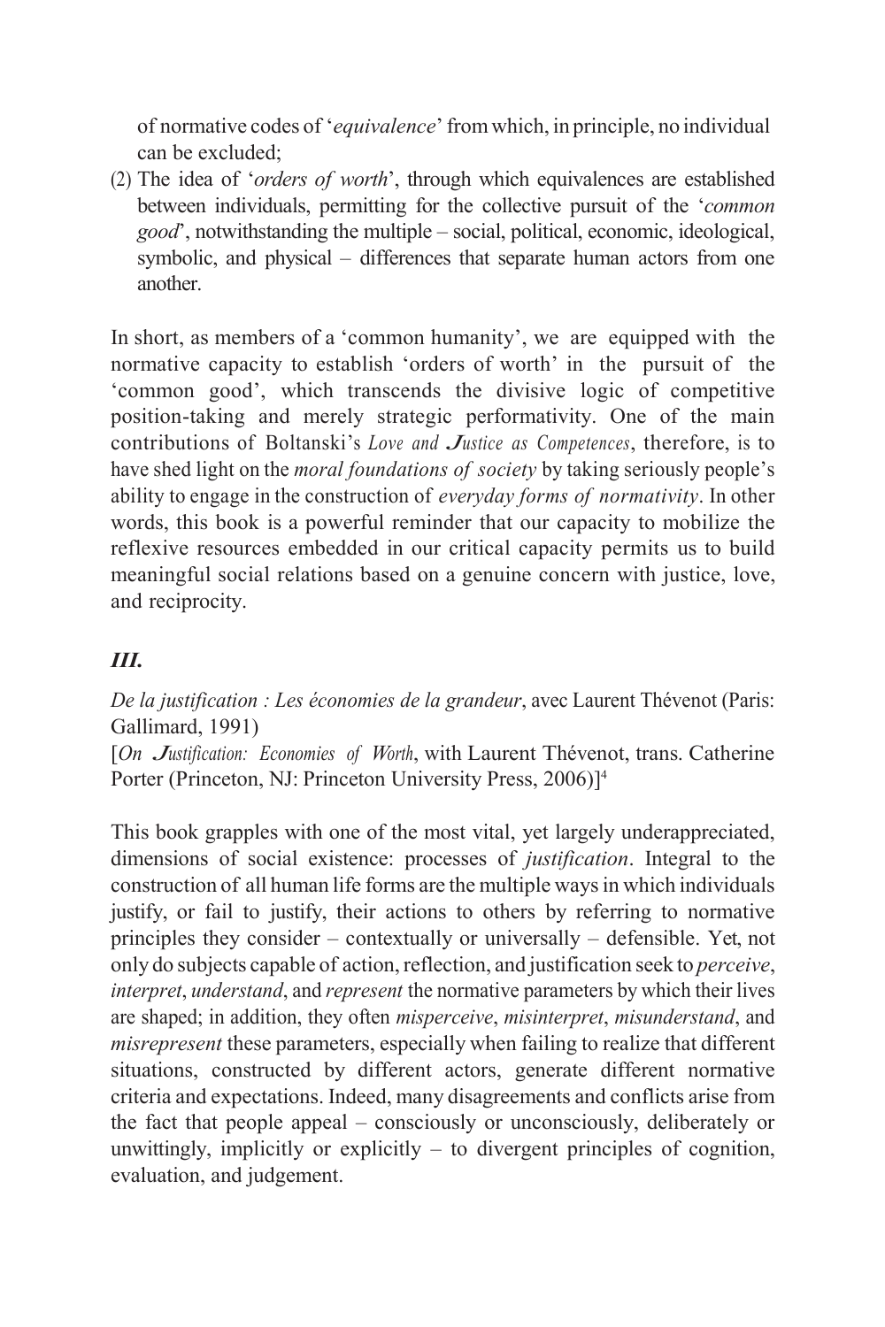of normative codes of '*equivalence*' from which, in principle, no individual can be excluded;

(2) The idea of '*orders of worth*', through which equivalences are established between individuals, permitting for the collective pursuit of the '*common good*', notwithstanding the multiple – social, political, economic, ideological, symbolic, and physical – differences that separate human actors from one another.

In short, as members of a 'common humanity', we are equipped with the normative capacity to establish 'orders of worth' in the pursuit of the 'common good', which transcends the divisive logic of competitive position-taking and merely strategic performativity. One of the main contributions of Boltanski's *Love and Justice as Competences*, therefore, is to have shed light on the *moral foundations of society* by taking seriously people's ability to engage in the construction of *everyday forms of normativity*. In other words, this book is a powerful reminder that our capacity to mobilize the reflexive resources embedded in our critical capacity permits us to build meaningful social relations based on a genuine concern with justice, love, and reciprocity.

### *III.*

*De la justification : Les économies de la grandeur*, avec Laurent Thévenot (Paris: Gallimard, 1991)

[*On Justification: Economies of Worth*, with Laurent Thévenot, trans. Catherine Porter (Princeton, NJ: Princeton University Press, 2006)][4]

This book grapples with one of the most vital, yet largely underappreciated, dimensions of social existence: processes of *justification*. Integral to the construction of all human life forms are the multiple ways in which individuals justify, or fail to justify, their actions to others by referring to normative principles they consider – contextually or universally – defensible. Yet, not only do subjects capable of action, reflection, and justification seek to *perceive*, *interpret*, *understand*, and *represent* the normative parameters by which their lives are shaped; in addition, they often *misperceive*, *misinterpret*, *misunderstand*, and *misrepresent* these parameters, especially when failing to realize that different situations, constructed by different actors, generate different normative criteria and expectations. Indeed, many disagreements and conflicts arise from the fact that people appeal – consciously or unconsciously, deliberately or unwittingly, implicitly or explicitly – to divergent principles of cognition, evaluation, and judgement.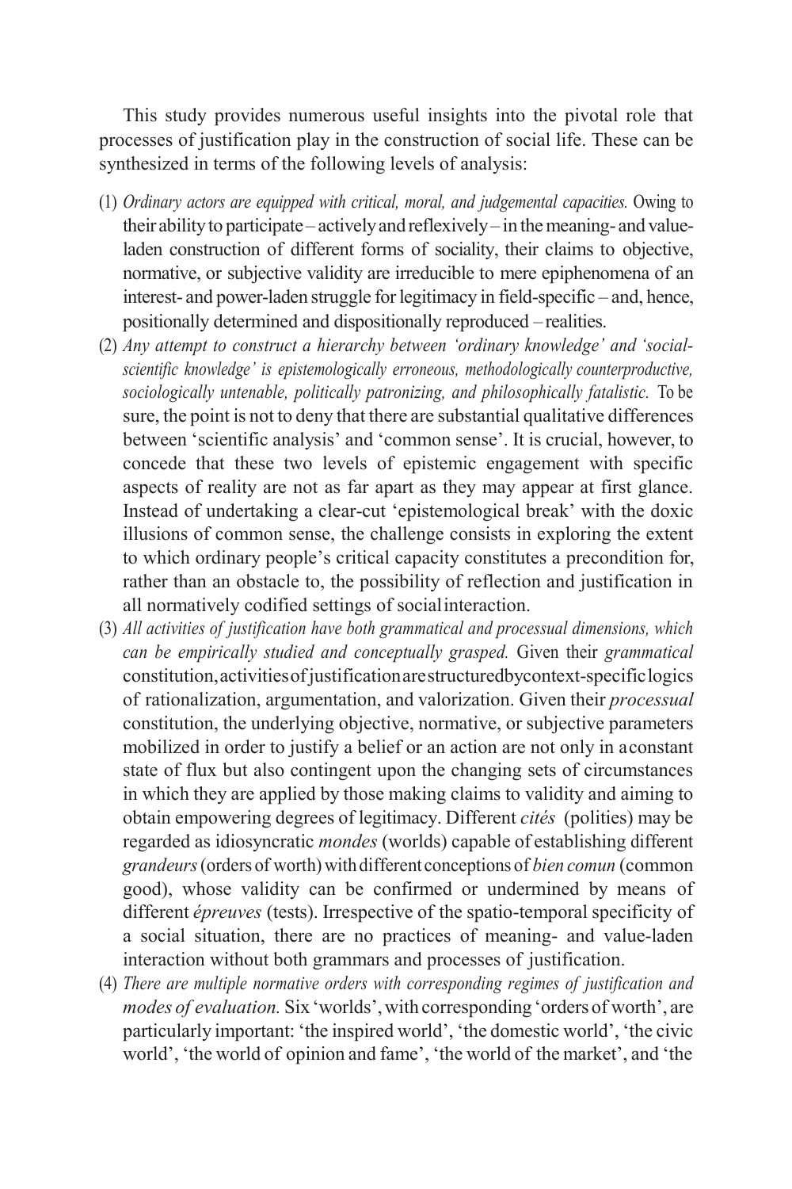This study provides numerous useful insights into the pivotal role that processes of justification play in the construction of social life. These can be synthesized in terms of the following levels of analysis:

(1) *Ordinary actors are equipped with critical, moral, and judgemental capacities.* Owing to their ability to participate – actively and reflexively – in the meaning- and value-laden construction of different forms of sociality, their claims to objective, normative, or subjective validity are irreducible to mere epiphenomena of an interest- and power-laden struggle for legitimacy in field-specific – and, hence, positionally determined and dispositionally reproduced – realities.

(2) *Any attempt to construct a hierarchy between 'ordinary knowledge' and 'social-scientific knowledge' is epistemologically erroneous, methodologically counterproductive, sociologically untenable, politically patronizing, and philosophically fatalistic.* To be sure, the point is not to deny that there are substantial qualitative differences between 'scientific analysis' and 'common sense'. It is crucial, however, to concede that these two levels of epistemic engagement with specific aspects of reality are not as far apart as they may appear at first glance. Instead of undertaking a clear-cut 'epistemological break' with the doxic illusions of common sense, the challenge consists in exploring the extent to which ordinary people's critical capacity constitutes a precondition for, rather than an obstacle to, the possibility of reflection and justification in all normatively codified settings of social interaction.

(3) *All activities of justification have both grammatical and processual dimensions, which can be empirically studied and conceptually grasped.* Given their *grammatical* constitution, activities of justification are structured by context-specific logics of rationalization, argumentation, and valorization. Given their *processual* constitution, the underlying objective, normative, or subjective parameters mobilized in order to justify a belief or an action are not only in a constant state of flux but also contingent upon the changing sets of circumstances in which they are applied by those making claims to validity and aiming to obtain empowering degrees of legitimacy. Different *cités* (polities) may be regarded as idiosyncratic *mondes* (worlds) capable of establishing different *grandeurs* (orders of worth) with different conceptions of *bien comun* (common good), whose validity can be confirmed or undermined by means of different *épreuves* (tests). Irrespective of the spatio-temporal specificity of a social situation, there are no practices of meaning- and value-laden interaction without both grammars and processes of justification.

(4) *There are multiple normative orders with corresponding regimes of justification and modes of evaluation.* Six 'worlds', with corresponding 'orders of worth', are particularly important: 'the inspired world', 'the domestic world', 'the civic world', 'the world of opinion and fame', 'the world of the market', and 'the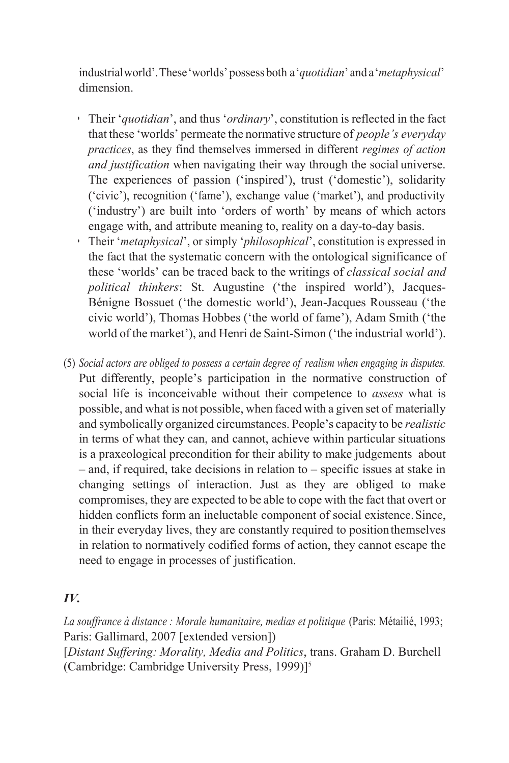industrial world'. These 'worlds' possess both a '*quotidian*' and a '*metaphysical*' dimension.

- Their '*quotidian*', and thus '*ordinary*', constitution is reflected in the fact that these 'worlds' permeate the normative structure of *people's everyday practices*, as they find themselves immersed in different *regimes of action and justification* when navigating their way through the social universe. The experiences of passion ('inspired'), trust ('domestic'), solidarity ('civic'), recognition ('fame'), exchange value ('market'), and productivity ('industry') are built into 'orders of worth' by means of which actors engage with, and attribute meaning to, reality on a day-to-day basis.
- Their '*metaphysical*', or simply '*philosophical*', constitution is expressed in the fact that the systematic concern with the ontological significance of these 'worlds' can be traced back to the writings of *classical social and political thinkers*: St. Augustine ('the inspired world'), Jacques-Bénigne Bossuet ('the domestic world'), Jean-Jacques Rousseau ('the civic world'), Thomas Hobbes ('the world of fame'), Adam Smith ('the world of the market'), and Henri de Saint-Simon ('the industrial world').

(5) *Social actors are obliged to possess a certain degree of realism when engaging in disputes.* Put differently, people's participation in the normative construction of social life is inconceivable without their competence to *assess* what is possible, and what is not possible, when faced with a given set of materially and symbolically organized circumstances. People's capacity to be *realistic* in terms of what they can, and cannot, achieve within particular situations is a praxeological precondition for their ability to make judgements about – and, if required, take decisions in relation to – specific issues at stake in changing settings of interaction. Just as they are obliged to make compromises, they are expected to be able to cope with the fact that overt or hidden conflicts form an ineluctable component of social existence. Since, in their everyday lives, they are constantly required to position themselves in relation to normatively codified forms of action, they cannot escape the need to engage in processes of justification.

## *IV.*

*La souffrance à distance : Morale humanitaire, medias et politique* (Paris: Métailié, 1993; Paris: Gallimard, 2007 [extended version])
[*Distant Suffering: Morality, Media and Politics*, trans. Graham D. Burchell (Cambridge: Cambridge University Press, 1999)][5]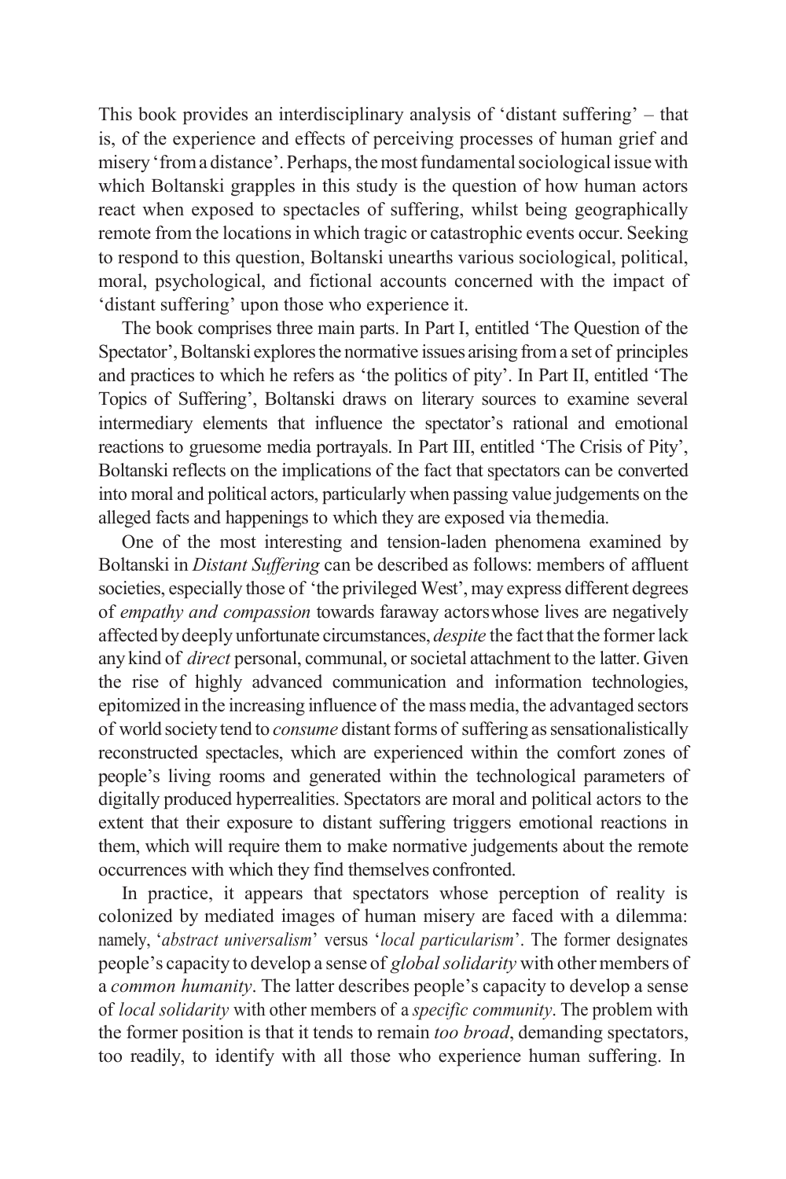This book provides an interdisciplinary analysis of 'distant suffering' – that is, of the experience and effects of perceiving processes of human grief and misery 'from a distance'. Perhaps, the most fundamental sociological issue with which Boltanski grapples in this study is the question of how human actors react when exposed to spectacles of suffering, whilst being geographically remote from the locations in which tragic or catastrophic events occur. Seeking to respond to this question, Boltanski unearths various sociological, political, moral, psychological, and fictional accounts concerned with the impact of 'distant suffering' upon those who experience it.

The book comprises three main parts. In Part I, entitled 'The Question of the Spectator', Boltanski explores the normative issues arising from a set of principles and practices to which he refers as 'the politics of pity'. In Part II, entitled 'The Topics of Suffering', Boltanski draws on literary sources to examine several intermediary elements that influence the spectator's rational and emotional reactions to gruesome media portrayals. In Part III, entitled 'The Crisis of Pity', Boltanski reflects on the implications of the fact that spectators can be converted into moral and political actors, particularly when passing value judgements on the alleged facts and happenings to which they are exposed via the media.

One of the most interesting and tension-laden phenomena examined by Boltanski in *Distant Suffering* can be described as follows: members of affluent societies, especially those of 'the privileged West', may express different degrees of *empathy and compassion* towards faraway actors whose lives are negatively affected by deeply unfortunate circumstances, *despite* the fact that the former lack any kind of *direct* personal, communal, or societal attachment to the latter. Given the rise of highly advanced communication and information technologies, epitomized in the increasing influence of the mass media, the advantaged sectors of world society tend to *consume* distant forms of suffering as sensationalistically reconstructed spectacles, which are experienced within the comfort zones of people's living rooms and generated within the technological parameters of digitally produced hyperrealities. Spectators are moral and political actors to the extent that their exposure to distant suffering triggers emotional reactions in them, which will require them to make normative judgements about the remote occurrences with which they find themselves confronted.

In practice, it appears that spectators whose perception of reality is colonized by mediated images of human misery are faced with a dilemma: namely, '*abstract universalism*' versus '*local particularism*'. The former designates people's capacity to develop a sense of *global solidarity* with other members of a *common humanity*. The latter describes people's capacity to develop a sense of *local solidarity* with other members of a *specific community*. The problem with the former position is that it tends to remain *too broad*, demanding spectators, too readily, to identify with all those who experience human suffering. In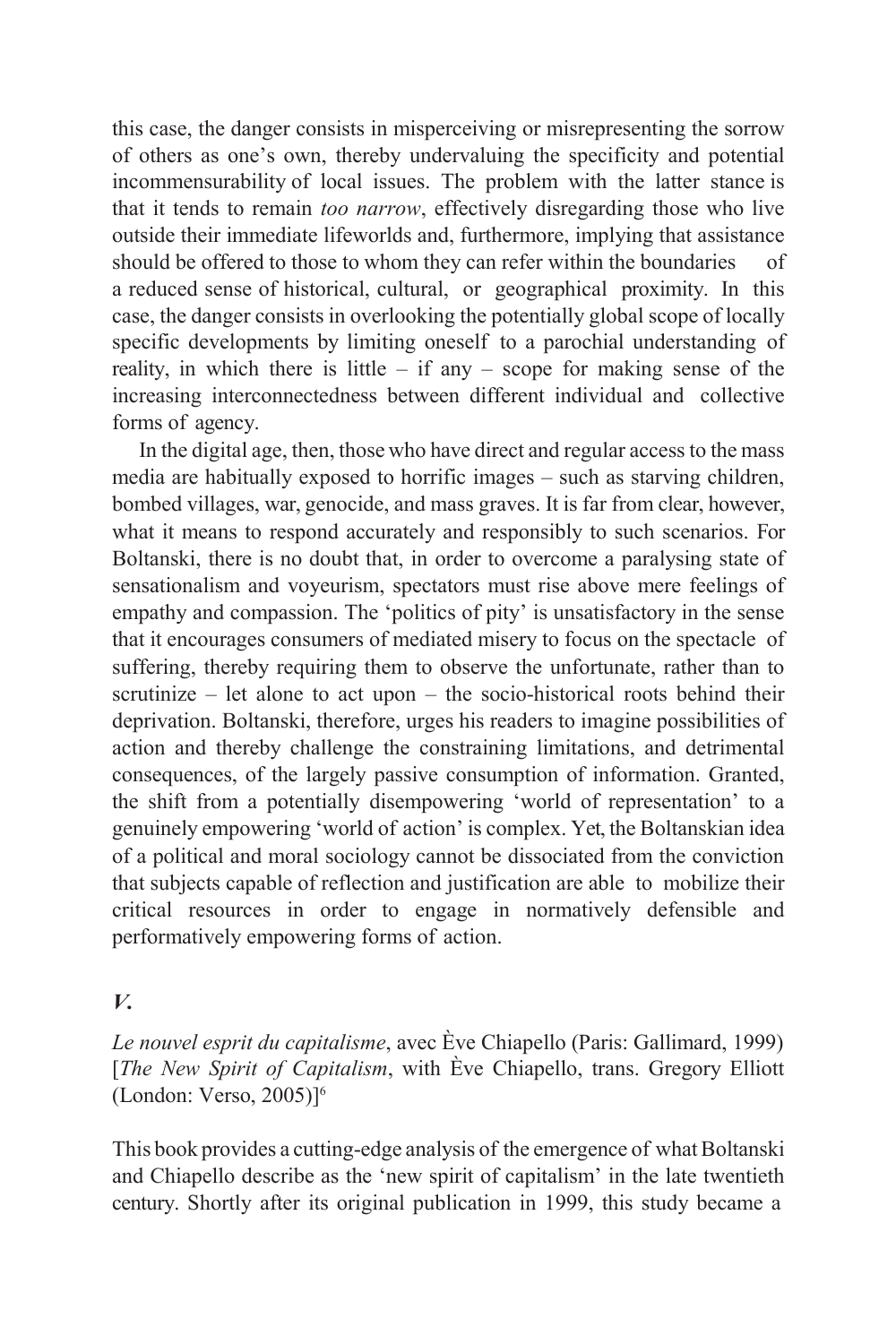this case, the danger consists in misperceiving or misrepresenting the sorrow of others as one's own, thereby undervaluing the specificity and potential incommensurability of local issues. The problem with the latter stance is that it tends to remain *too narrow*, effectively disregarding those who live outside their immediate lifeworlds and, furthermore, implying that assistance should be offered to those to whom they can refer within the boundaries of a reduced sense of historical, cultural, or geographical proximity. In this case, the danger consists in overlooking the potentially global scope of locally specific developments by limiting oneself to a parochial understanding of reality, in which there is little – if any – scope for making sense of the increasing interconnectedness between different individual and collective forms of agency.

In the digital age, then, those who have direct and regular access to the mass media are habitually exposed to horrific images – such as starving children, bombed villages, war, genocide, and mass graves. It is far from clear, however, what it means to respond accurately and responsibly to such scenarios. For Boltanski, there is no doubt that, in order to overcome a paralysing state of sensationalism and voyeurism, spectators must rise above mere feelings of empathy and compassion. The 'politics of pity' is unsatisfactory in the sense that it encourages consumers of mediated misery to focus on the spectacle of suffering, thereby requiring them to observe the unfortunate, rather than to scrutinize – let alone to act upon – the socio-historical roots behind their deprivation. Boltanski, therefore, urges his readers to imagine possibilities of action and thereby challenge the constraining limitations, and detrimental consequences, of the largely passive consumption of information. Granted, the shift from a potentially disempowering 'world of representation' to a genuinely empowering 'world of action' is complex. Yet, the Boltanskian idea of a political and moral sociology cannot be dissociated from the conviction that subjects capable of reflection and justification are able to mobilize their critical resources in order to engage in normatively defensible and performatively empowering forms of action.

## *V.*

*Le nouvel esprit du capitalisme*, avec Ève Chiapello (Paris: Gallimard, 1999) [*The New Spirit of Capitalism*, with Ève Chiapello, trans. Gregory Elliott (London: Verso, 2005)][6]

This book provides a cutting-edge analysis of the emergence of what Boltanski and Chiapello describe as the 'new spirit of capitalism' in the late twentieth century. Shortly after its original publication in 1999, this study became a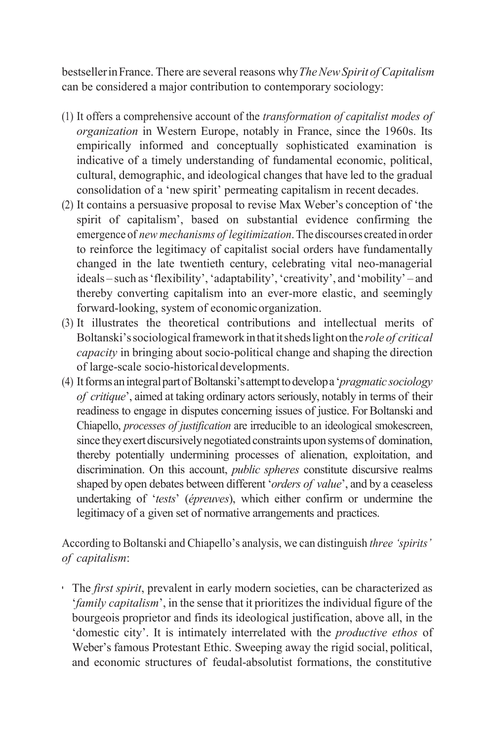bestseller in France. There are several reasons why *The New Spirit of Capitalism* can be considered a major contribution to contemporary sociology:

(1) It offers a comprehensive account of the *transformation of capitalist modes of organization* in Western Europe, notably in France, since the 1960s. Its empirically informed and conceptually sophisticated examination is indicative of a timely understanding of fundamental economic, political, cultural, demographic, and ideological changes that have led to the gradual consolidation of a 'new spirit' permeating capitalism in recent decades.

(2) It contains a persuasive proposal to revise Max Weber's conception of 'the spirit of capitalism', based on substantial evidence confirming the emergence of *new mechanisms of legitimization*. The discourses created in order to reinforce the legitimacy of capitalist social orders have fundamentally changed in the late twentieth century, celebrating vital neo-managerial ideals – such as 'flexibility', 'adaptability', 'creativity', and 'mobility' – and thereby converting capitalism into an ever-more elastic, and seemingly forward-looking, system of economic organization.

(3) It illustrates the theoretical contributions and intellectual merits of Boltanski's sociological framework in that it sheds light on the *role of critical capacity* in bringing about socio-political change and shaping the direction of large-scale socio-historical developments.

(4) It forms an integral part of Boltanski's attempt to develop a '*pragmatic sociology of critique*', aimed at taking ordinary actors seriously, notably in terms of their readiness to engage in disputes concerning issues of justice. For Boltanski and Chiapello, *processes of justification* are irreducible to an ideological smokescreen, since they exert discursively negotiated constraints upon systems of domination, thereby potentially undermining processes of alienation, exploitation, and discrimination. On this account, *public spheres* constitute discursive realms shaped by open debates between different '*orders of value*', and by a ceaseless undertaking of '*tests*' (*épreuves*), which either confirm or undermine the legitimacy of a given set of normative arrangements and practices.

According to Boltanski and Chiapello's analysis, we can distinguish *three 'spirits' of capitalism*:

- The *first spirit*, prevalent in early modern societies, can be characterized as '*family capitalism*', in the sense that it prioritizes the individual figure of the bourgeois proprietor and finds its ideological justification, above all, in the 'domestic city'. It is intimately interrelated with the *productive ethos* of Weber's famous Protestant Ethic. Sweeping away the rigid social, political, and economic structures of feudal-absolutist formations, the constitutive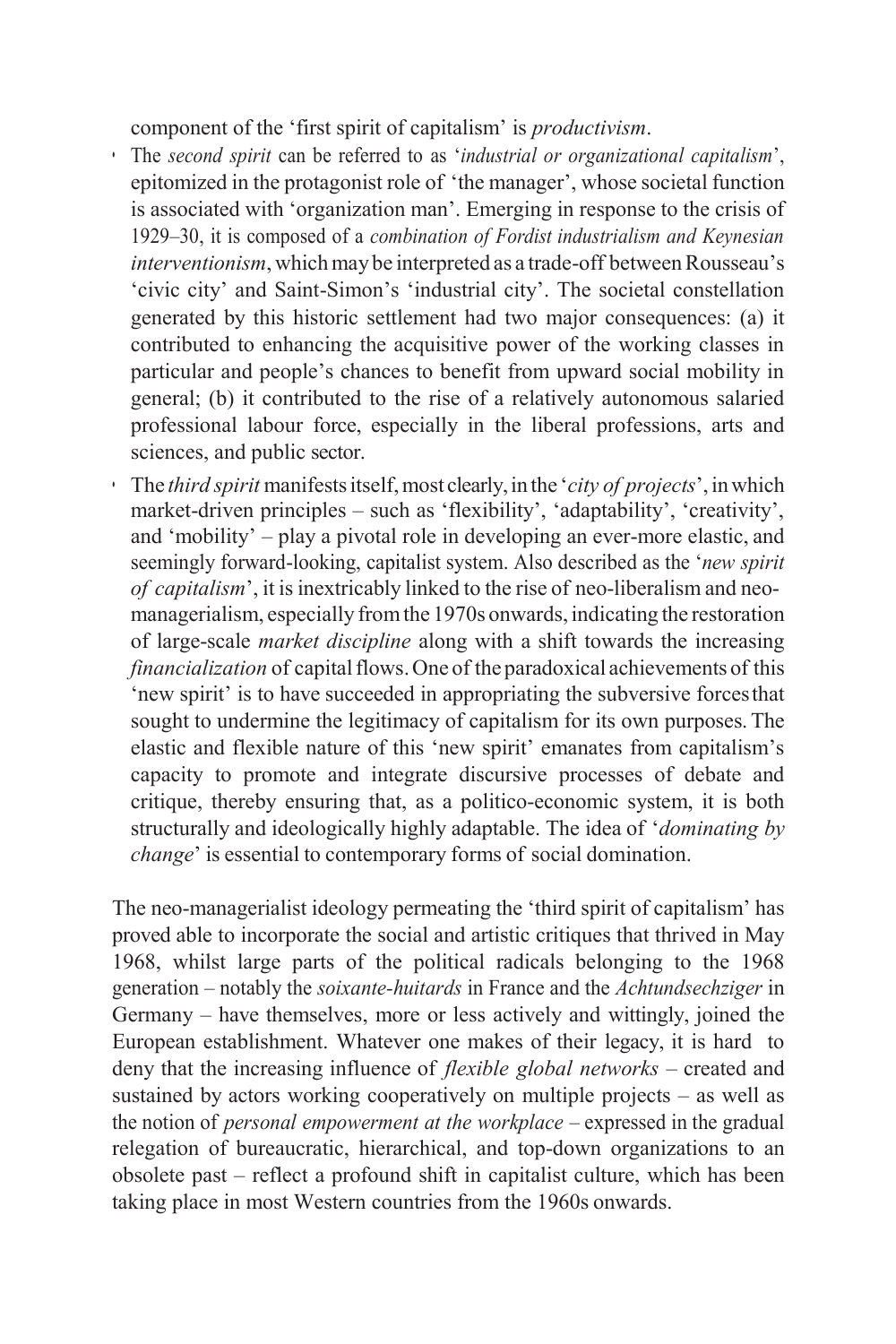component of the 'first spirit of capitalism' is *productivism*.

- The *second spirit* can be referred to as '*industrial or organizational capitalism*', epitomized in the protagonist role of 'the manager', whose societal function is associated with 'organization man'. Emerging in response to the crisis of 1929–30, it is composed of a *combination of Fordist industrialism and Keynesian interventionism*, which may be interpreted as a trade-off between Rousseau's 'civic city' and Saint-Simon's 'industrial city'. The societal constellation generated by this historic settlement had two major consequences: (a) it contributed to enhancing the acquisitive power of the working classes in particular and people's chances to benefit from upward social mobility in general; (b) it contributed to the rise of a relatively autonomous salaried professional labour force, especially in the liberal professions, arts and sciences, and public sector.
- The *third spirit* manifests itself, most clearly, in the '*city of projects*', in which market-driven principles – such as 'flexibility', 'adaptability', 'creativity', and 'mobility' – play a pivotal role in developing an ever-more elastic, and seemingly forward-looking, capitalist system. Also described as the '*new spirit of capitalism*', it is inextricably linked to the rise of neo-liberalism and neo-managerialism, especially from the 1970s onwards, indicating the restoration of large-scale *market discipline* along with a shift towards the increasing *financialization* of capital flows. One of the paradoxical achievements of this 'new spirit' is to have succeeded in appropriating the subversive forces that sought to undermine the legitimacy of capitalism for its own purposes. The elastic and flexible nature of this 'new spirit' emanates from capitalism's capacity to promote and integrate discursive processes of debate and critique, thereby ensuring that, as a politico-economic system, it is both structurally and ideologically highly adaptable. The idea of '*dominating by change*' is essential to contemporary forms of social domination.

The neo-managerialist ideology permeating the 'third spirit of capitalism' has proved able to incorporate the social and artistic critiques that thrived in May 1968, whilst large parts of the political radicals belonging to the 1968 generation – notably the *soixante-huitards* in France and the *Achtundsechziger* in Germany – have themselves, more or less actively and wittingly, joined the European establishment. Whatever one makes of their legacy, it is hard to deny that the increasing influence of *flexible global networks* – created and sustained by actors working cooperatively on multiple projects – as well as the notion of *personal empowerment at the workplace* – expressed in the gradual relegation of bureaucratic, hierarchical, and top-down organizations to an obsolete past – reflect a profound shift in capitalist culture, which has been taking place in most Western countries from the 1960s onwards.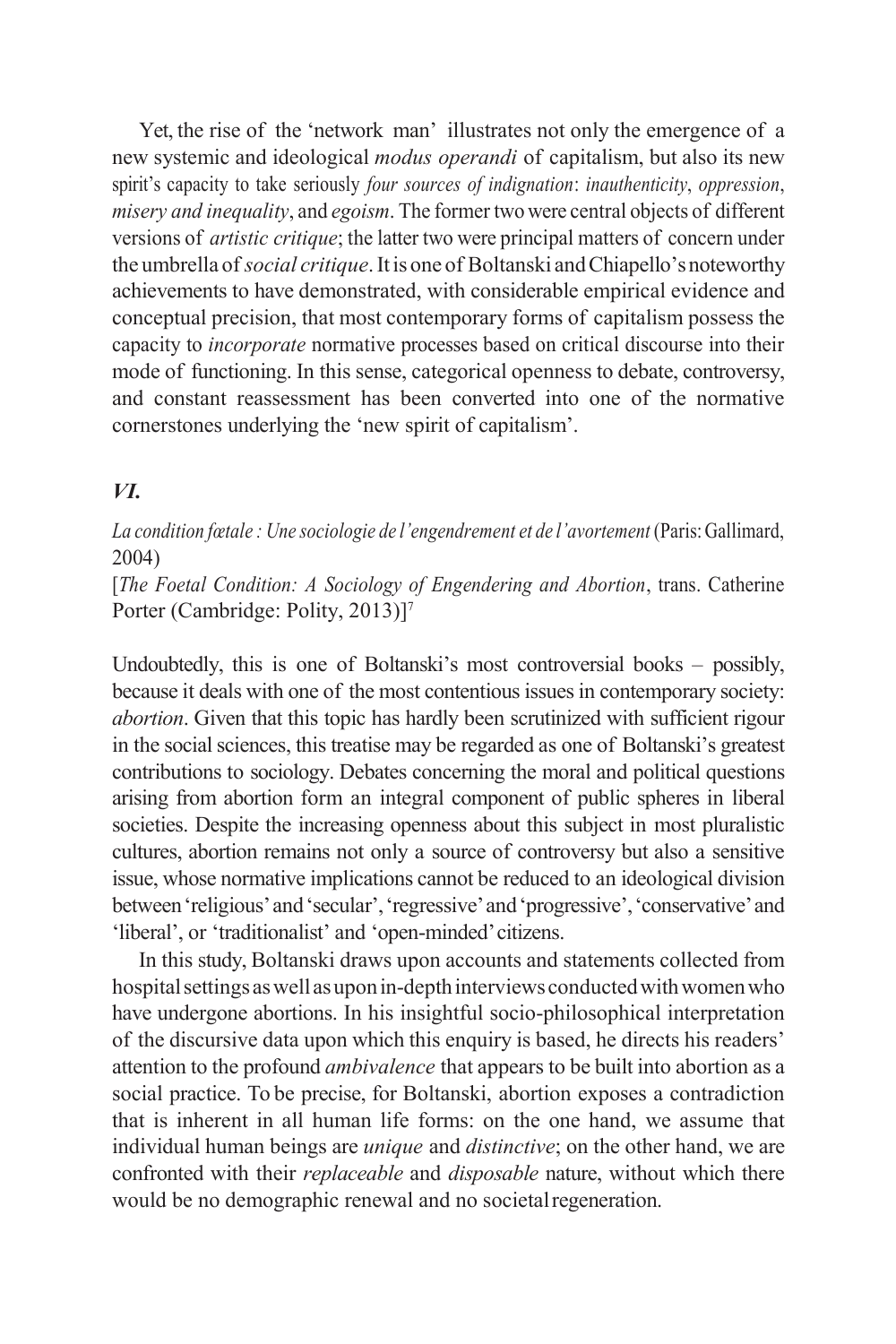Yet, the rise of the 'network man' illustrates not only the emergence of a new systemic and ideological *modus operandi* of capitalism, but also its new spirit's capacity to take seriously *four sources of indignation*: *inauthenticity*, *oppression*, *misery and inequality*, and *egoism*. The former two were central objects of different versions of *artistic critique*; the latter two were principal matters of concern under the umbrella of *social critique*. It is one of Boltanski and Chiapello's noteworthy achievements to have demonstrated, with considerable empirical evidence and conceptual precision, that most contemporary forms of capitalism possess the capacity to *incorporate* normative processes based on critical discourse into their mode of functioning. In this sense, categorical openness to debate, controversy, and constant reassessment has been converted into one of the normative cornerstones underlying the 'new spirit of capitalism'.

## *VI.*

*La condition fœtale : Une sociologie de l'engendrement et de l'avortement* (Paris: Gallimard, 2004)
[*The Foetal Condition: A Sociology of Engendering and Abortion*, trans. Catherine Porter (Cambridge: Polity, 2013)][7]

Undoubtedly, this is one of Boltanski's most controversial books – possibly, because it deals with one of the most contentious issues in contemporary society: *abortion*. Given that this topic has hardly been scrutinized with sufficient rigour in the social sciences, this treatise may be regarded as one of Boltanski's greatest contributions to sociology. Debates concerning the moral and political questions arising from abortion form an integral component of public spheres in liberal societies. Despite the increasing openness about this subject in most pluralistic cultures, abortion remains not only a source of controversy but also a sensitive issue, whose normative implications cannot be reduced to an ideological division between 'religious' and 'secular', 'regressive' and 'progressive', 'conservative' and 'liberal', or 'traditionalist' and 'open-minded' citizens.

In this study, Boltanski draws upon accounts and statements collected from hospital settings as well as upon in-depth interviews conducted with women who have undergone abortions. In his insightful socio-philosophical interpretation of the discursive data upon which this enquiry is based, he directs his readers' attention to the profound *ambivalence* that appears to be built into abortion as a social practice. To be precise, for Boltanski, abortion exposes a contradiction that is inherent in all human life forms: on the one hand, we assume that individual human beings are *unique* and *distinctive*; on the other hand, we are confronted with their *replaceable* and *disposable* nature, without which there would be no demographic renewal and no societal regeneration.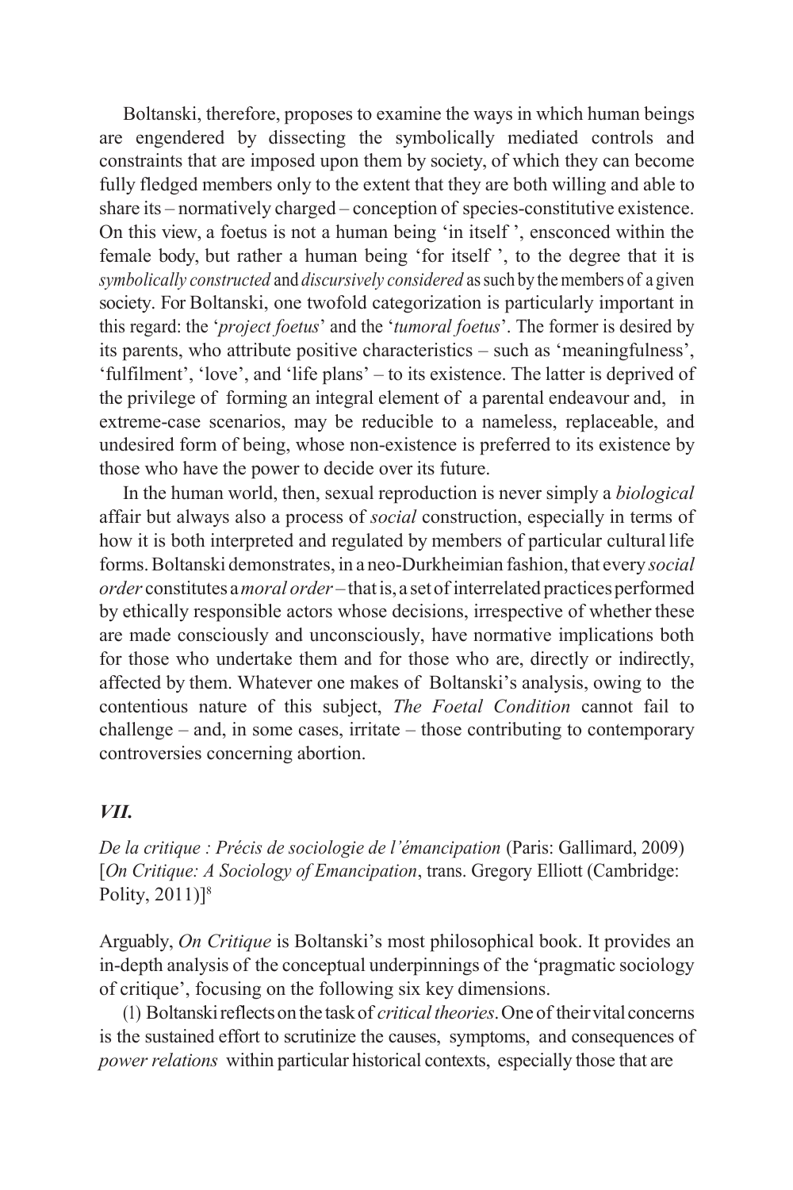Boltanski, therefore, proposes to examine the ways in which human beings are engendered by dissecting the symbolically mediated controls and constraints that are imposed upon them by society, of which they can become fully fledged members only to the extent that they are both willing and able to share its – normatively charged – conception of species-constitutive existence. On this view, a foetus is not a human being 'in itself ', ensconced within the female body, but rather a human being 'for itself ', to the degree that it is *symbolically constructed* and *discursively considered* as such by the members of a given society. For Boltanski, one twofold categorization is particularly important in this regard: the '*project foetus*' and the '*tumoral foetus*'. The former is desired by its parents, who attribute positive characteristics – such as 'meaningfulness', 'fulfilment', 'love', and 'life plans' – to its existence. The latter is deprived of the privilege of forming an integral element of a parental endeavour and, in extreme-case scenarios, may be reducible to a nameless, replaceable, and undesired form of being, whose non-existence is preferred to its existence by those who have the power to decide over its future.

In the human world, then, sexual reproduction is never simply a *biological* affair but always also a process of *social* construction, especially in terms of how it is both interpreted and regulated by members of particular cultural life forms. Boltanski demonstrates, in a neo-Durkheimian fashion, that every *social order* constitutes a *moral order* – that is, a set of interrelated practices performed by ethically responsible actors whose decisions, irrespective of whether these are made consciously and unconsciously, have normative implications both for those who undertake them and for those who are, directly or indirectly, affected by them. Whatever one makes of Boltanski's analysis, owing to the contentious nature of this subject, *The Foetal Condition* cannot fail to challenge – and, in some cases, irritate – those contributing to contemporary controversies concerning abortion.

### *VII.*

*De la critique : Précis de sociologie de l'émancipation* (Paris: Gallimard, 2009) [*On Critique: A Sociology of Emancipation*, trans. Gregory Elliott (Cambridge: Polity, 2011)][8]

Arguably, *On Critique* is Boltanski's most philosophical book. It provides an in-depth analysis of the conceptual underpinnings of the 'pragmatic sociology of critique', focusing on the following six key dimensions.

(1) Boltanski reflects on the task of *critical theories*. One of their vital concerns is the sustained effort to scrutinize the causes, symptoms, and consequences of *power relations* within particular historical contexts, especially those that are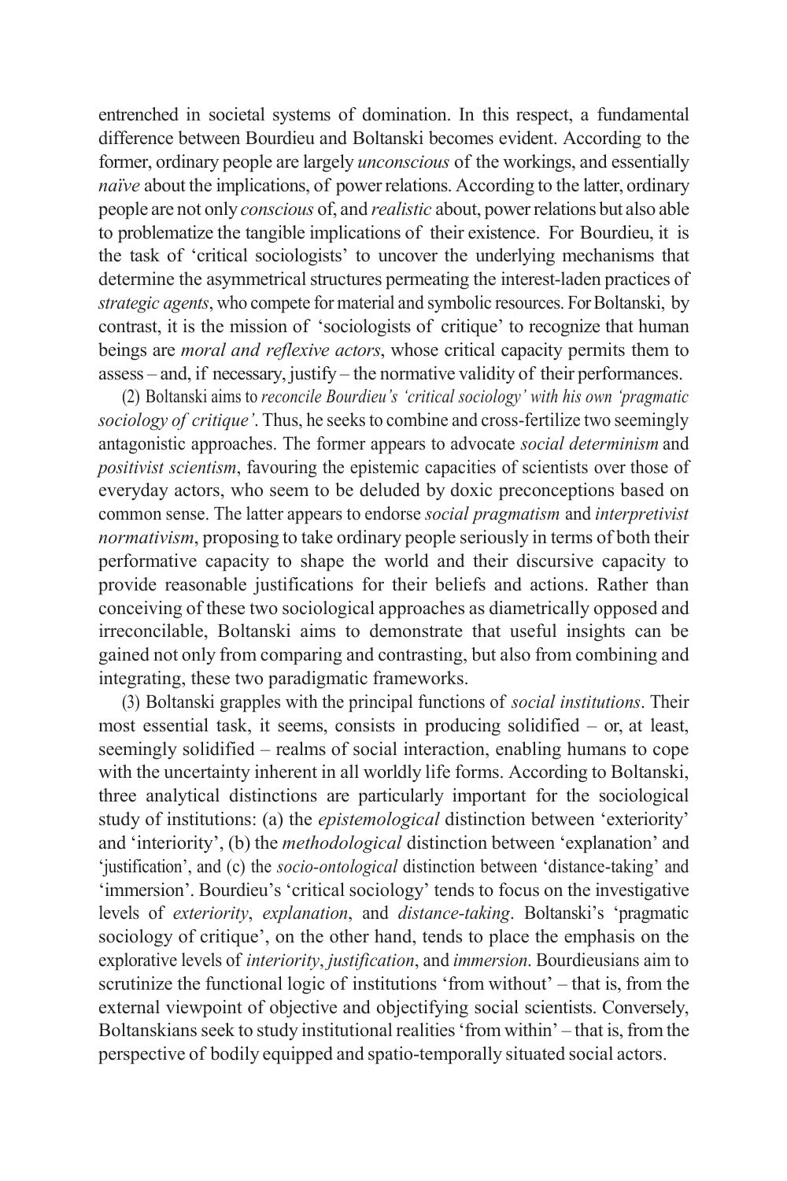entrenched in societal systems of domination. In this respect, a fundamental difference between Bourdieu and Boltanski becomes evident. According to the former, ordinary people are largely *unconscious* of the workings, and essentially *naïve* about the implications, of power relations. According to the latter, ordinary people are not only *conscious* of, and *realistic* about, power relations but also able to problematize the tangible implications of their existence. For Bourdieu, it is the task of 'critical sociologists' to uncover the underlying mechanisms that determine the asymmetrical structures permeating the interest-laden practices of *strategic agents*, who compete for material and symbolic resources. For Boltanski, by contrast, it is the mission of 'sociologists of critique' to recognize that human beings are *moral and reflexive actors*, whose critical capacity permits them to assess – and, if necessary, justify – the normative validity of their performances.

(2) Boltanski aims to *reconcile Bourdieu's 'critical sociology' with his own 'pragmatic sociology of critique'*. Thus, he seeks to combine and cross-fertilize two seemingly antagonistic approaches. The former appears to advocate *social determinism* and *positivist scientism*, favouring the epistemic capacities of scientists over those of everyday actors, who seem to be deluded by doxic preconceptions based on common sense. The latter appears to endorse *social pragmatism* and *interpretivist normativism*, proposing to take ordinary people seriously in terms of both their performative capacity to shape the world and their discursive capacity to provide reasonable justifications for their beliefs and actions. Rather than conceiving of these two sociological approaches as diametrically opposed and irreconcilable, Boltanski aims to demonstrate that useful insights can be gained not only from comparing and contrasting, but also from combining and integrating, these two paradigmatic frameworks.

(3) Boltanski grapples with the principal functions of *social institutions*. Their most essential task, it seems, consists in producing solidified – or, at least, seemingly solidified – realms of social interaction, enabling humans to cope with the uncertainty inherent in all worldly life forms. According to Boltanski, three analytical distinctions are particularly important for the sociological study of institutions: (a) the *epistemological* distinction between 'exteriority' and 'interiority', (b) the *methodological* distinction between 'explanation' and 'justification', and (c) the *socio-ontological* distinction between 'distance-taking' and 'immersion'. Bourdieu's 'critical sociology' tends to focus on the investigative levels of *exteriority*, *explanation*, and *distance-taking*. Boltanski's 'pragmatic sociology of critique', on the other hand, tends to place the emphasis on the explorative levels of *interiority*, *justification*, and *immersion*. Bourdieusians aim to scrutinize the functional logic of institutions 'from without' – that is, from the external viewpoint of objective and objectifying social scientists. Conversely, Boltanskians seek to study institutional realities 'from within' – that is, from the perspective of bodily equipped and spatio-temporally situated social actors.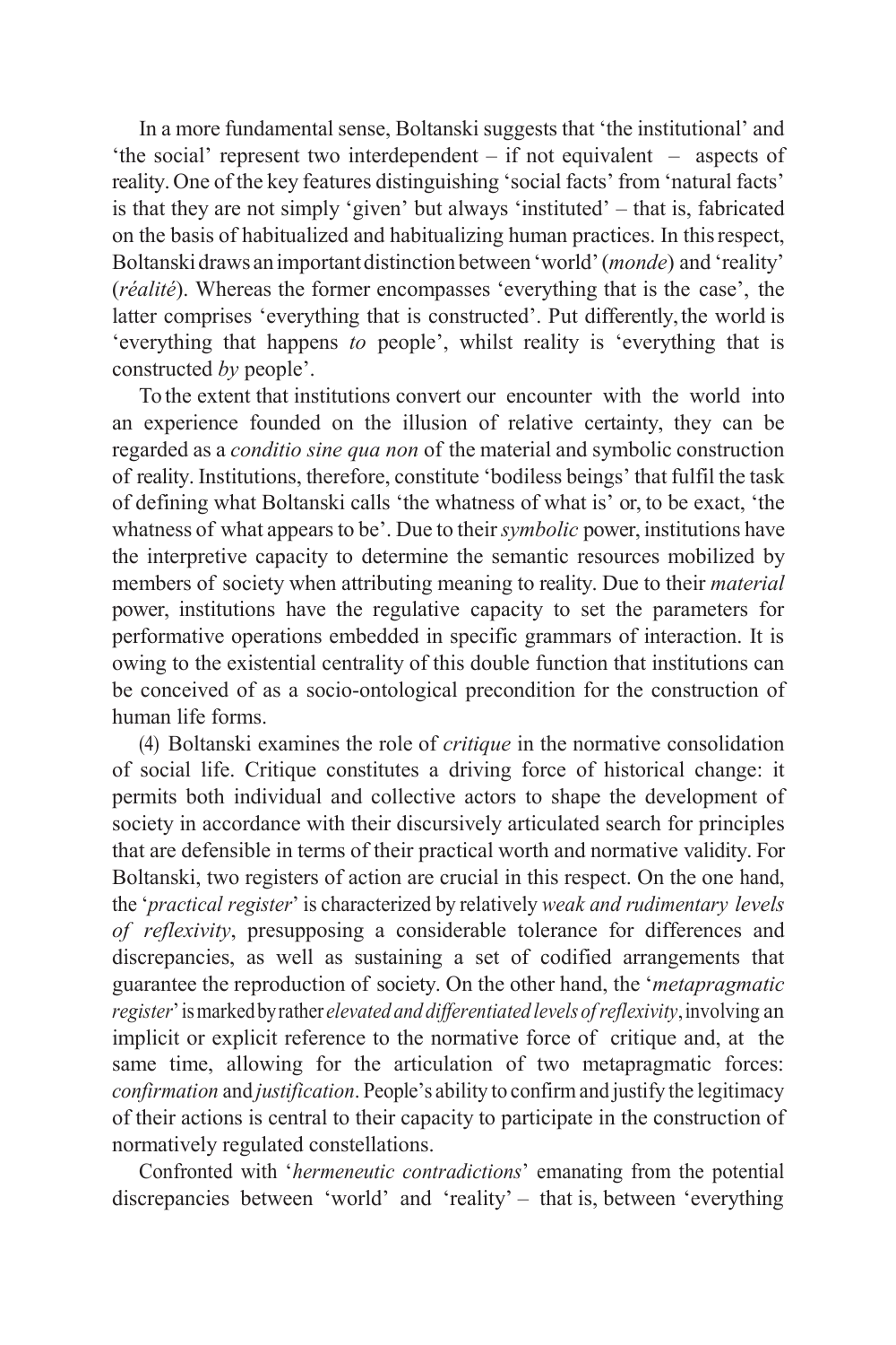In a more fundamental sense, Boltanski suggests that 'the institutional' and 'the social' represent two interdependent – if not equivalent – aspects of reality. One of the key features distinguishing 'social facts' from 'natural facts' is that they are not simply 'given' but always 'instituted' – that is, fabricated on the basis of habitualized and habitualizing human practices. In this respect, Boltanski draws an important distinction between 'world' (*monde*) and 'reality' (*réalité*). Whereas the former encompasses 'everything that is the case', the latter comprises 'everything that is constructed'. Put differently, the world is 'everything that happens *to* people', whilst reality is 'everything that is constructed *by* people'.

To the extent that institutions convert our encounter with the world into an experience founded on the illusion of relative certainty, they can be regarded as a *conditio sine qua non* of the material and symbolic construction of reality. Institutions, therefore, constitute 'bodiless beings' that fulfil the task of defining what Boltanski calls 'the whatness of what is' or, to be exact, 'the whatness of what appears to be'. Due to their *symbolic* power, institutions have the interpretive capacity to determine the semantic resources mobilized by members of society when attributing meaning to reality. Due to their *material* power, institutions have the regulative capacity to set the parameters for performative operations embedded in specific grammars of interaction. It is owing to the existential centrality of this double function that institutions can be conceived of as a socio-ontological precondition for the construction of human life forms.

(4) Boltanski examines the role of *critique* in the normative consolidation of social life. Critique constitutes a driving force of historical change: it permits both individual and collective actors to shape the development of society in accordance with their discursively articulated search for principles that are defensible in terms of their practical worth and normative validity. For Boltanski, two registers of action are crucial in this respect. On the one hand, the '*practical register*' is characterized by relatively *weak and rudimentary levels of reflexivity*, presupposing a considerable tolerance for differences and discrepancies, as well as sustaining a set of codified arrangements that guarantee the reproduction of society. On the other hand, the '*metapragmatic register*' is marked by rather *elevated and differentiated levels of reflexivity*, involving an implicit or explicit reference to the normative force of critique and, at the same time, allowing for the articulation of two metapragmatic forces: *confirmation* and *justification*. People's ability to confirm and justify the legitimacy of their actions is central to their capacity to participate in the construction of normatively regulated constellations.

Confronted with '*hermeneutic contradictions*' emanating from the potential discrepancies between 'world' and 'reality' – that is, between 'everything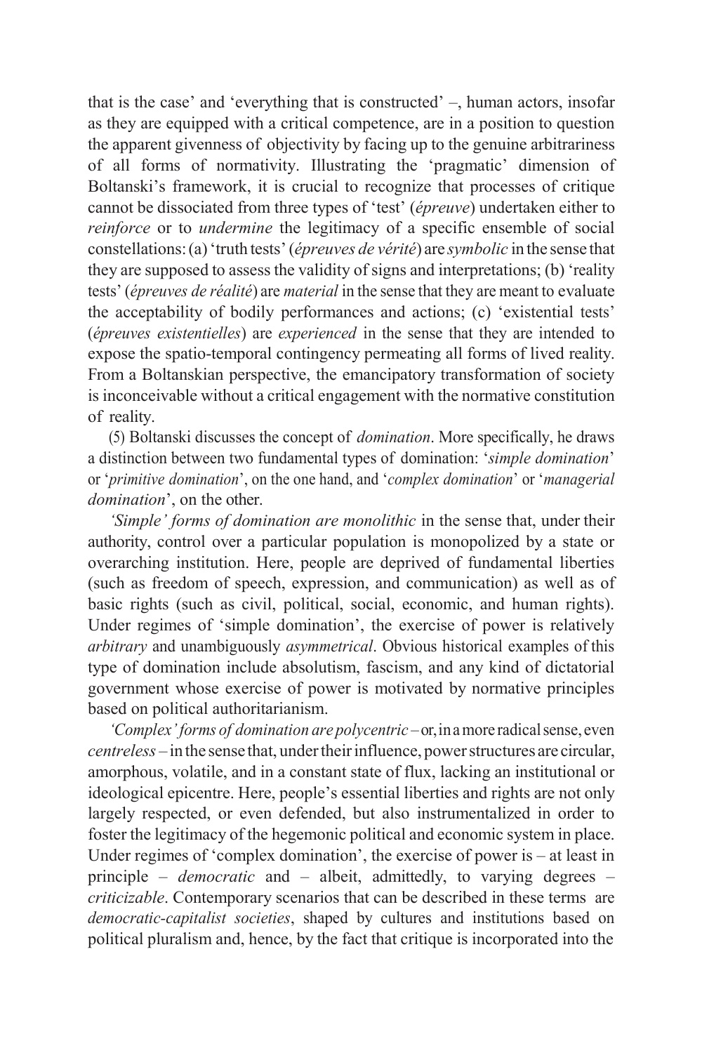that is the case' and 'everything that is constructed' –, human actors, insofar as they are equipped with a critical competence, are in a position to question the apparent givenness of objectivity by facing up to the genuine arbitrariness of all forms of normativity. Illustrating the 'pragmatic' dimension of Boltanski's framework, it is crucial to recognize that processes of critique cannot be dissociated from three types of 'test' (*épreuve*) undertaken either to *reinforce* or to *undermine* the legitimacy of a specific ensemble of social constellations: (a) 'truth tests' (*épreuves de vérité*) are *symbolic* in the sense that they are supposed to assess the validity of signs and interpretations; (b) 'reality tests' (*épreuves de réalité*) are *material* in the sense that they are meant to evaluate the acceptability of bodily performances and actions; (c) 'existential tests' (*épreuves existentielles*) are *experienced* in the sense that they are intended to expose the spatio-temporal contingency permeating all forms of lived reality. From a Boltanskian perspective, the emancipatory transformation of society is inconceivable without a critical engagement with the normative constitution of reality.

(5) Boltanski discusses the concept of *domination*. More specifically, he draws a distinction between two fundamental types of domination: '*simple domination*' or '*primitive domination*', on the one hand, and '*complex domination*' or '*managerial domination*', on the other.

*'Simple' forms of domination are monolithic* in the sense that, under their authority, control over a particular population is monopolized by a state or overarching institution. Here, people are deprived of fundamental liberties (such as freedom of speech, expression, and communication) as well as of basic rights (such as civil, political, social, economic, and human rights). Under regimes of 'simple domination', the exercise of power is relatively *arbitrary* and unambiguously *asymmetrical*. Obvious historical examples of this type of domination include absolutism, fascism, and any kind of dictatorial government whose exercise of power is motivated by normative principles based on political authoritarianism.

*'Complex' forms of domination are polycentric* – or, in a more radical sense, even *centreless* – in the sense that, under their influence, power structures are circular, amorphous, volatile, and in a constant state of flux, lacking an institutional or ideological epicentre. Here, people's essential liberties and rights are not only largely respected, or even defended, but also instrumentalized in order to foster the legitimacy of the hegemonic political and economic system in place. Under regimes of 'complex domination', the exercise of power is – at least in principle – *democratic* and – albeit, admittedly, to varying degrees – *criticizable*. Contemporary scenarios that can be described in these terms are *democratic-capitalist societies*, shaped by cultures and institutions based on political pluralism and, hence, by the fact that critique is incorporated into the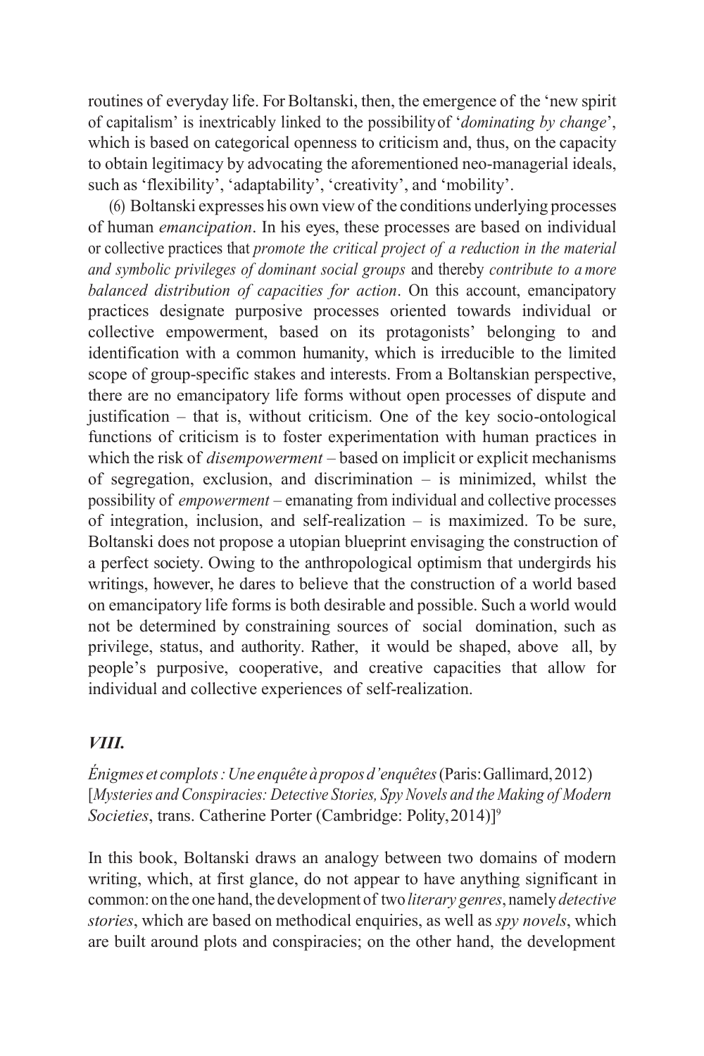routines of everyday life. For Boltanski, then, the emergence of the 'new spirit of capitalism' is inextricably linked to the possibility of '*dominating by change*', which is based on categorical openness to criticism and, thus, on the capacity to obtain legitimacy by advocating the aforementioned neo-managerial ideals, such as 'flexibility', 'adaptability', 'creativity', and 'mobility'.

(6) Boltanski expresses his own view of the conditions underlying processes of human *emancipation*. In his eyes, these processes are based on individual or collective practices that *promote the critical project of a reduction in the material and symbolic privileges of dominant social groups* and thereby *contribute to a more balanced distribution of capacities for action*. On this account, emancipatory practices designate purposive processes oriented towards individual or collective empowerment, based on its protagonists' belonging to and identification with a common humanity, which is irreducible to the limited scope of group-specific stakes and interests. From a Boltanskian perspective, there are no emancipatory life forms without open processes of dispute and justification – that is, without criticism. One of the key socio-ontological functions of criticism is to foster experimentation with human practices in which the risk of *disempowerment* – based on implicit or explicit mechanisms of segregation, exclusion, and discrimination – is minimized, whilst the possibility of *empowerment* – emanating from individual and collective processes of integration, inclusion, and self-realization – is maximized. To be sure, Boltanski does not propose a utopian blueprint envisaging the construction of a perfect society. Owing to the anthropological optimism that undergirds his writings, however, he dares to believe that the construction of a world based on emancipatory life forms is both desirable and possible. Such a world would not be determined by constraining sources of social domination, such as privilege, status, and authority. Rather, it would be shaped, above all, by people's purposive, cooperative, and creative capacities that allow for individual and collective experiences of self-realization.

## *VIII.*

*Énigmes et complots : Une enquête à propos d'enquêtes* (Paris: Gallimard, 2012) [*Mysteries and Conspiracies: Detective Stories, Spy Novels and the Making of Modern Societies*, trans. Catherine Porter (Cambridge: Polity, 2014)][9]

In this book, Boltanski draws an analogy between two domains of modern writing, which, at first glance, do not appear to have anything significant in common: on the one hand, the development of two *literary genres*, namely *detective stories*, which are based on methodical enquiries, as well as *spy novels*, which are built around plots and conspiracies; on the other hand, the development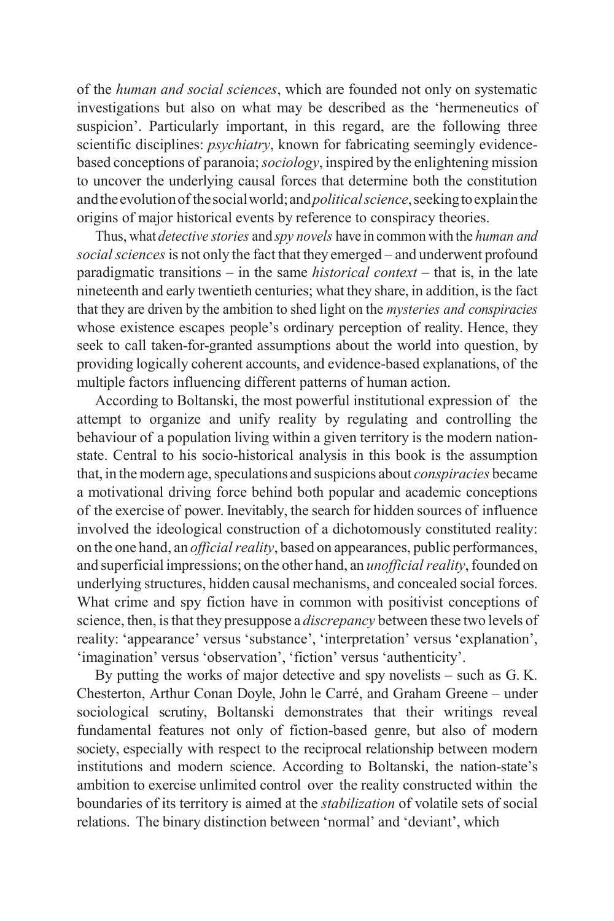of the *human and social sciences*, which are founded not only on systematic investigations but also on what may be described as the 'hermeneutics of suspicion'. Particularly important, in this regard, are the following three scientific disciplines: *psychiatry*, known for fabricating seemingly evidence-based conceptions of paranoia; *sociology*, inspired by the enlightening mission to uncover the underlying causal forces that determine both the constitution and the evolution of the social world; and *political science*, seeking to explain the origins of major historical events by reference to conspiracy theories.

Thus, what *detective stories* and *spy novels* have in common with the *human and social sciences* is not only the fact that they emerged – and underwent profound paradigmatic transitions – in the same *historical context* – that is, in the late nineteenth and early twentieth centuries; what they share, in addition, is the fact that they are driven by the ambition to shed light on the *mysteries and conspiracies* whose existence escapes people's ordinary perception of reality. Hence, they seek to call taken-for-granted assumptions about the world into question, by providing logically coherent accounts, and evidence-based explanations, of the multiple factors influencing different patterns of human action.

According to Boltanski, the most powerful institutional expression of the attempt to organize and unify reality by regulating and controlling the behaviour of a population living within a given territory is the modern nation-state. Central to his socio-historical analysis in this book is the assumption that, in the modern age, speculations and suspicions about *conspiracies* became a motivational driving force behind both popular and academic conceptions of the exercise of power. Inevitably, the search for hidden sources of influence involved the ideological construction of a dichotomously constituted reality: on the one hand, an *official reality*, based on appearances, public performances, and superficial impressions; on the other hand, an *unofficial reality*, founded on underlying structures, hidden causal mechanisms, and concealed social forces. What crime and spy fiction have in common with positivist conceptions of science, then, is that they presuppose a *discrepancy* between these two levels of reality: 'appearance' versus 'substance', 'interpretation' versus 'explanation', 'imagination' versus 'observation', 'fiction' versus 'authenticity'.

By putting the works of major detective and spy novelists – such as G. K. Chesterton, Arthur Conan Doyle, John le Carré, and Graham Greene – under sociological scrutiny, Boltanski demonstrates that their writings reveal fundamental features not only of fiction-based genre, but also of modern society, especially with respect to the reciprocal relationship between modern institutions and modern science. According to Boltanski, the nation-state's ambition to exercise unlimited control over the reality constructed within the boundaries of its territory is aimed at the *stabilization* of volatile sets of social relations. The binary distinction between 'normal' and 'deviant', which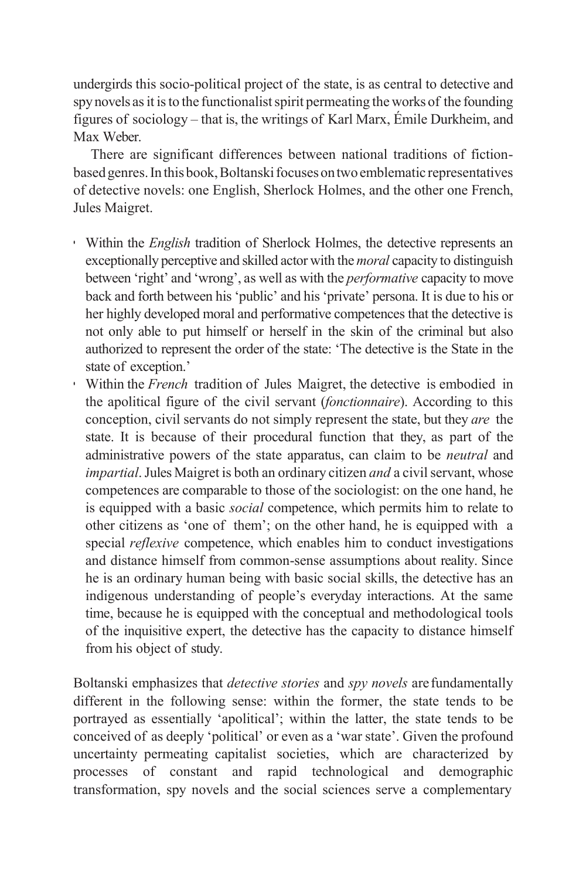undergirds this socio-political project of the state, is as central to detective and spy novels as it is to the functionalist spirit permeating the works of the founding figures of sociology – that is, the writings of Karl Marx, Émile Durkheim, and Max Weber.

There are significant differences between national traditions of fiction-based genres. In this book, Boltanski focuses on two emblematic representatives of detective novels: one English, Sherlock Holmes, and the other one French, Jules Maigret.

- Within the *English* tradition of Sherlock Holmes, the detective represents an exceptionally perceptive and skilled actor with the *moral* capacity to distinguish between 'right' and 'wrong', as well as with the *performative* capacity to move back and forth between his 'public' and his 'private' persona. It is due to his or her highly developed moral and performative competences that the detective is not only able to put himself or herself in the skin of the criminal but also authorized to represent the order of the state: 'The detective is the State in the state of exception.'
- Within the *French* tradition of Jules Maigret, the detective is embodied in the apolitical figure of the civil servant (*fonctionnaire*). According to this conception, civil servants do not simply represent the state, but they *are* the state. It is because of their procedural function that they, as part of the administrative powers of the state apparatus, can claim to be *neutral* and *impartial*. Jules Maigret is both an ordinary citizen *and* a civil servant, whose competences are comparable to those of the sociologist: on the one hand, he is equipped with a basic *social* competence, which permits him to relate to other citizens as 'one of them'; on the other hand, he is equipped with a special *reflexive* competence, which enables him to conduct investigations and distance himself from common-sense assumptions about reality. Since he is an ordinary human being with basic social skills, the detective has an indigenous understanding of people's everyday interactions. At the same time, because he is equipped with the conceptual and methodological tools of the inquisitive expert, the detective has the capacity to distance himself from his object of study.

Boltanski emphasizes that *detective stories* and *spy novels* are fundamentally different in the following sense: within the former, the state tends to be portrayed as essentially 'apolitical'; within the latter, the state tends to be conceived of as deeply 'political' or even as a 'war state'. Given the profound uncertainty permeating capitalist societies, which are characterized by processes of constant and rapid technological and demographic transformation, spy novels and the social sciences serve a complementary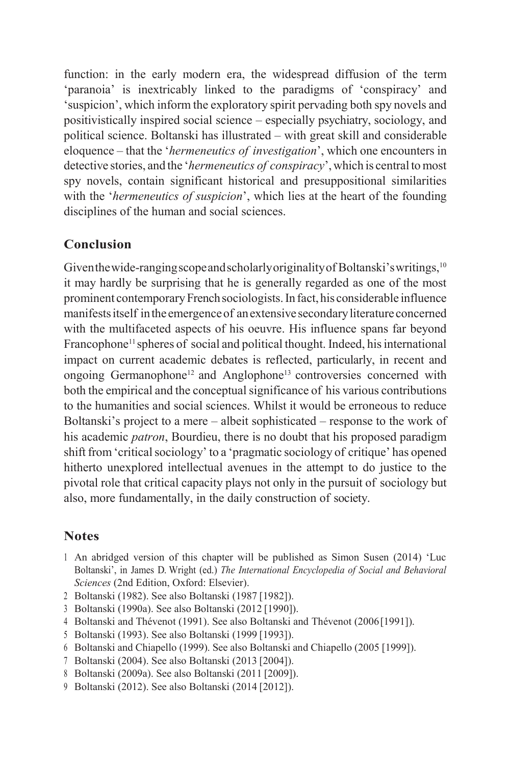function: in the early modern era, the widespread diffusion of the term 'paranoia' is inextricably linked to the paradigms of 'conspiracy' and 'suspicion', which inform the exploratory spirit pervading both spy novels and positivistically inspired social science – especially psychiatry, sociology, and political science. Boltanski has illustrated – with great skill and considerable eloquence – that the '*hermeneutics of investigation*', which one encounters in detective stories, and the '*hermeneutics of conspiracy*', which is central to most spy novels, contain significant historical and presuppositional similarities with the '*hermeneutics of suspicion*', which lies at the heart of the founding disciplines of the human and social sciences.

## Conclusion

Given the wide-ranging scope and scholarly originality of Boltanski's writings,[10] it may hardly be surprising that he is generally regarded as one of the most prominent contemporary French sociologists. In fact, his considerable influence manifests itself in the emergence of an extensive secondary literature concerned with the multifaceted aspects of his oeuvre. His influence spans far beyond Francophone[11] spheres of social and political thought. Indeed, his international impact on current academic debates is reflected, particularly, in recent and ongoing Germanophone[12] and Anglophone[13] controversies concerned with both the empirical and the conceptual significance of his various contributions to the humanities and social sciences. Whilst it would be erroneous to reduce Boltanski's project to a mere – albeit sophisticated – response to the work of his academic *patron*, Bourdieu, there is no doubt that his proposed paradigm shift from 'critical sociology' to a 'pragmatic sociology of critique' has opened hitherto unexplored intellectual avenues in the attempt to do justice to the pivotal role that critical capacity plays not only in the pursuit of sociology but also, more fundamentally, in the daily construction of society.

## Notes

1 An abridged version of this chapter will be published as Simon Susen (2014) 'Luc Boltanski', in James D. Wright (ed.) *The International Encyclopedia of Social and Behavioral Sciences* (2nd Edition, Oxford: Elsevier).
2 Boltanski (1982). See also Boltanski (1987 [1982]).
3 Boltanski (1990a). See also Boltanski (2012 [1990]).
4 Boltanski and Thévenot (1991). See also Boltanski and Thévenot (2006 [1991]).
5 Boltanski (1993). See also Boltanski (1999 [1993]).
6 Boltanski and Chiapello (1999). See also Boltanski and Chiapello (2005 [1999]).
7 Boltanski (2004). See also Boltanski (2013 [2004]).
8 Boltanski (2009a). See also Boltanski (2011 [2009]).
9 Boltanski (2012). See also Boltanski (2014 [2012]).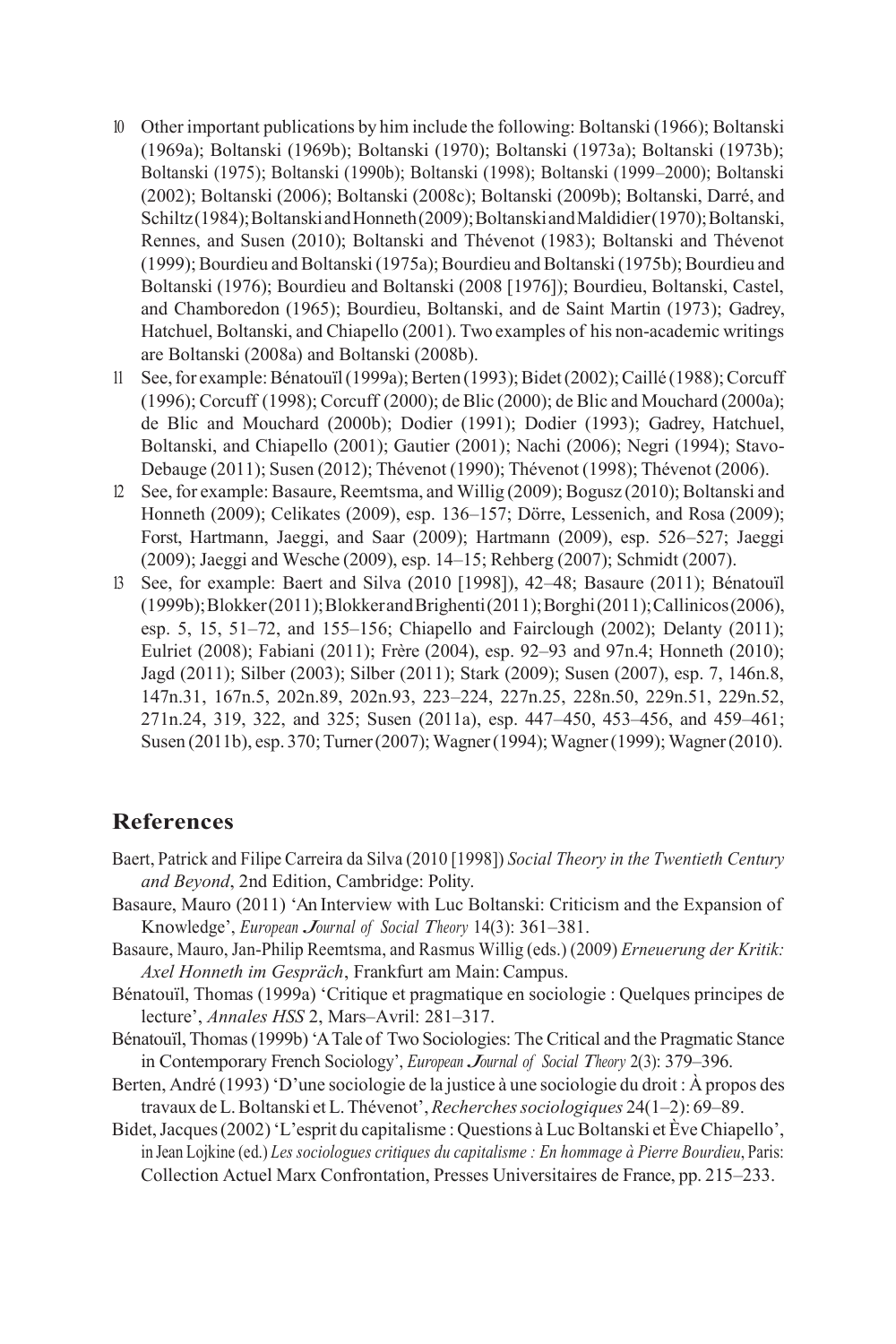10 Other important publications by him include the following: Boltanski (1966); Boltanski (1969a); Boltanski (1969b); Boltanski (1970); Boltanski (1973a); Boltanski (1973b); Boltanski (1975); Boltanski (1990b); Boltanski (1998); Boltanski (1999–2000); Boltanski (2002); Boltanski (2006); Boltanski (2008c); Boltanski (2009b); Boltanski, Darré, and Schiltz (1984); Boltanski and Honneth (2009); Boltanski and Maldidier (1970); Boltanski, Rennes, and Susen (2010); Boltanski and Thévenot (1983); Boltanski and Thévenot (1999); Bourdieu and Boltanski (1975a); Bourdieu and Boltanski (1975b); Bourdieu and Boltanski (1976); Bourdieu and Boltanski (2008 [1976]); Bourdieu, Boltanski, Castel, and Chamboredon (1965); Bourdieu, Boltanski, and de Saint Martin (1973); Gadrey, Hatchuel, Boltanski, and Chiapello (2001). Two examples of his non-academic writings are Boltanski (2008a) and Boltanski (2008b).

11 See, for example: Bénatouïl (1999a); Berten (1993); Bidet (2002); Caillé (1988); Corcuff (1996); Corcuff (1998); Corcuff (2000); de Blic (2000); de Blic and Mouchard (2000a); de Blic and Mouchard (2000b); Dodier (1991); Dodier (1993); Gadrey, Hatchuel, Boltanski, and Chiapello (2001); Gautier (2001); Nachi (2006); Negri (1994); Stavo-Debauge (2011); Susen (2012); Thévenot (1990); Thévenot (1998); Thévenot (2006).

12 See, for example: Basaure, Reemtsma, and Willig (2009); Bogusz (2010); Boltanski and Honneth (2009); Celikates (2009), esp. 136–157; Dörre, Lessenich, and Rosa (2009); Forst, Hartmann, Jaeggi, and Saar (2009); Hartmann (2009), esp. 526–527; Jaeggi (2009); Jaeggi and Wesche (2009), esp. 14–15; Rehberg (2007); Schmidt (2007).

13 See, for example: Baert and Silva (2010 [1998]), 42–48; Basaure (2011); Bénatouïl (1999b); Blokker (2011); Blokker and Brighenti (2011); Borghi (2011); Callinicos (2006), esp. 5, 15, 51–72, and 155–156; Chiapello and Fairclough (2002); Delanty (2011); Eulriet (2008); Fabiani (2011); Frère (2004), esp. 92–93 and 97n.4; Honneth (2010); Jagd (2011); Silber (2003); Silber (2011); Stark (2009); Susen (2007), esp. 7, 146n.8, 147n.31, 167n.5, 202n.89, 202n.93, 223–224, 227n.25, 228n.50, 229n.51, 229n.52, 271n.24, 319, 322, and 325; Susen (2011a), esp. 447–450, 453–456, and 459–461; Susen (2011b), esp. 370; Turner (2007); Wagner (1994); Wagner (1999); Wagner (2010).

## References

Baert, Patrick and Filipe Carreira da Silva (2010 [1998]) *Social Theory in the Twentieth Century and Beyond*, 2nd Edition, Cambridge: Polity.

Basaure, Mauro (2011) 'An Interview with Luc Boltanski: Criticism and the Expansion of Knowledge', *European Journal of Social Theory* 14(3): 361–381.

Basaure, Mauro, Jan-Philip Reemtsma, and Rasmus Willig (eds.) (2009) *Erneuerung der Kritik: Axel Honneth im Gespräch*, Frankfurt am Main: Campus.

Bénatouïl, Thomas (1999a) 'Critique et pragmatique en sociologie : Quelques principes de lecture', *Annales HSS* 2, Mars–Avril: 281–317.

Bénatouïl, Thomas (1999b) 'A Tale of Two Sociologies: The Critical and the Pragmatic Stance in Contemporary French Sociology', *European Journal of Social Theory* 2(3): 379–396.

Berten, André (1993) 'D'une sociologie de la justice à une sociologie du droit : À propos des travaux de L. Boltanski et L. Thévenot', *Recherches sociologiques* 24(1–2): 69–89.

Bidet, Jacques (2002) 'L'esprit du capitalisme : Questions à Luc Boltanski et Ève Chiapello', in Jean Lojkine (ed.) *Les sociologues critiques du capitalisme : En hommage à Pierre Bourdieu*, Paris: Collection Actuel Marx Confrontation, Presses Universitaires de France, pp. 215–233.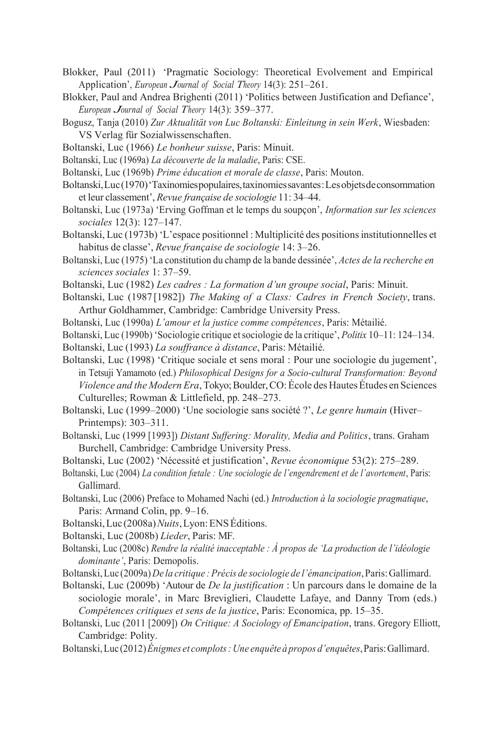Blokker, Paul (2011) 'Pragmatic Sociology: Theoretical Evolvement and Empirical Application', *European Journal of Social Theory* 14(3): 251–261.

Blokker, Paul and Andrea Brighenti (2011) 'Politics between Justification and Defiance', *European Journal of Social Theory* 14(3): 359–377.

Bogusz, Tanja (2010) *Zur Aktualität von Luc Boltanski: Einleitung in sein Werk*, Wiesbaden: VS Verlag für Sozialwissenschaften.

Boltanski, Luc (1966) *Le bonheur suisse*, Paris: Minuit.

Boltanski, Luc (1969a) *La découverte de la maladie*, Paris: CSE.

Boltanski, Luc (1969b) *Prime éducation et morale de classe*, Paris: Mouton.

Boltanski, Luc (1970) 'Taxinomies populaires, taxinomies savantes : Les objets de consommation et leur classement', *Revue française de sociologie* 11: 34–44.

Boltanski, Luc (1973a) 'Erving Goffman et le temps du soupçon', *Information sur les sciences sociales* 12(3): 127–147.

Boltanski, Luc (1973b) 'L'espace positionnel : Multiplicité des positions institutionnelles et habitus de classe', *Revue française de sociologie* 14: 3–26.

Boltanski, Luc (1975) 'La constitution du champ de la bande dessinée', *Actes de la recherche en sciences sociales* 1: 37–59.

Boltanski, Luc (1982) *Les cadres : La formation d'un groupe social*, Paris: Minuit.

Boltanski, Luc (1987 [1982]) *The Making of a Class: Cadres in French Society*, trans. Arthur Goldhammer, Cambridge: Cambridge University Press.

Boltanski, Luc (1990a) *L'amour et la justice comme compétences*, Paris: Métailié.

Boltanski, Luc (1990b) 'Sociologie critique et sociologie de la critique', *Politix* 10–11: 124–134.

Boltanski, Luc (1993) *La souffrance à distance*, Paris: Métailié.

Boltanski, Luc (1998) 'Critique sociale et sens moral : Pour une sociologie du jugement', in Tetsuji Yamamoto (ed.) *Philosophical Designs for a Socio-cultural Transformation: Beyond Violence and the Modern Era*, Tokyo; Boulder, CO: École des Hautes Études en Sciences Culturelles; Rowman & Littlefield, pp. 248–273.

Boltanski, Luc (1999–2000) 'Une sociologie sans société ?', *Le genre humain* (Hiver–Printemps): 303–311.

Boltanski, Luc (1999 [1993]) *Distant Suffering: Morality, Media and Politics*, trans. Graham Burchell, Cambridge: Cambridge University Press.

Boltanski, Luc (2002) 'Nécessité et justification', *Revue économique* 53(2): 275–289.

Boltanski, Luc (2004) *La condition fœtale : Une sociologie de l'engendrement et de l'avortement*, Paris: Gallimard.

Boltanski, Luc (2006) Preface to Mohamed Nachi (ed.) *Introduction à la sociologie pragmatique*, Paris: Armand Colin, pp. 9–16.

Boltanski, Luc (2008a) *Nuits*, Lyon: ENS Éditions.

Boltanski, Luc (2008b) *Lieder*, Paris: MF.

Boltanski, Luc (2008c) *Rendre la réalité inacceptable : À propos de 'La production de l'idéologie dominante'*, Paris: Demopolis.

Boltanski, Luc (2009a) *De la critique : Précis de sociologie de l'émancipation*, Paris: Gallimard.

Boltanski, Luc (2009b) 'Autour de *De la justification* : Un parcours dans le domaine de la sociologie morale', in Marc Breviglieri, Claudette Lafaye, and Danny Trom (eds.) *Compétences critiques et sens de la justice*, Paris: Economica, pp. 15–35.

Boltanski, Luc (2011 [2009]) *On Critique: A Sociology of Emancipation*, trans. Gregory Elliott, Cambridge: Polity.

Boltanski, Luc (2012) *Énigmes et complots : Une enquête à propos d'enquêtes*, Paris: Gallimard.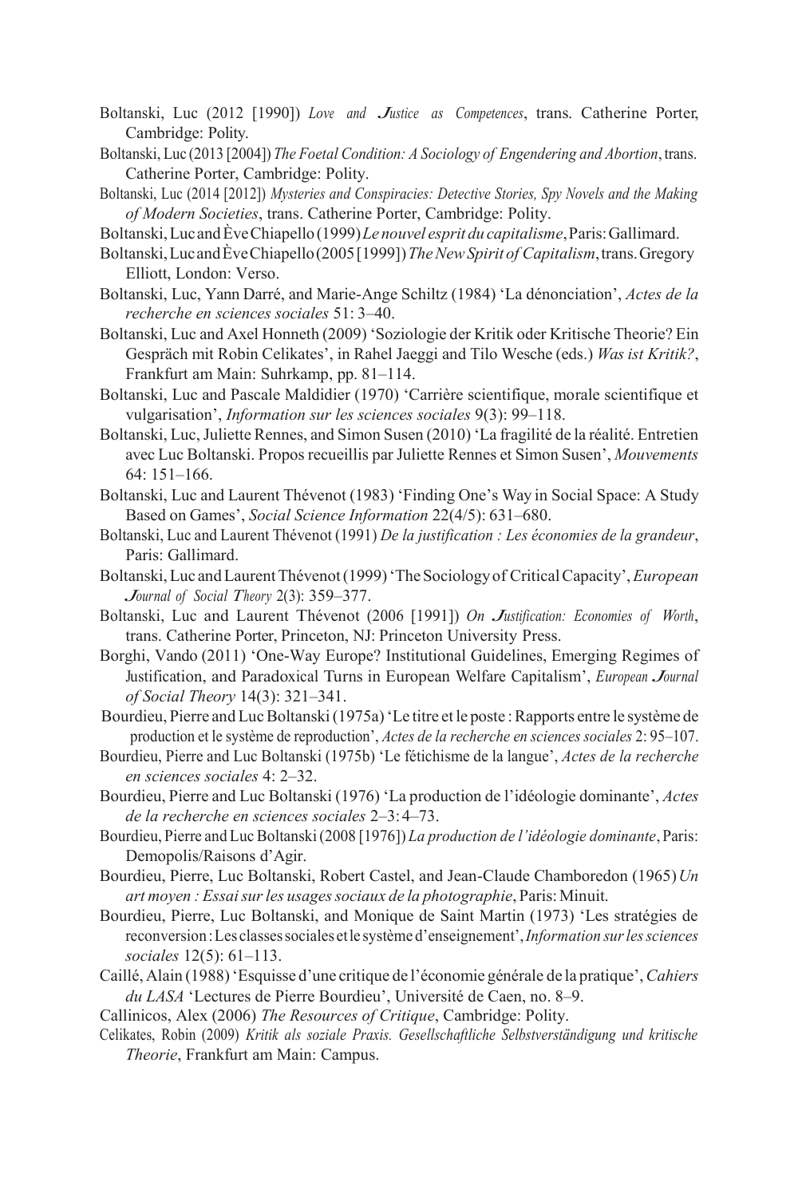Boltanski, Luc (2012 [1990]) *Love and Justice as Competences*, trans. Catherine Porter, Cambridge: Polity.

Boltanski, Luc (2013 [2004]) *The Foetal Condition: A Sociology of Engendering and Abortion*, trans. Catherine Porter, Cambridge: Polity.

Boltanski, Luc (2014 [2012]) *Mysteries and Conspiracies: Detective Stories, Spy Novels and the Making of Modern Societies*, trans. Catherine Porter, Cambridge: Polity.

Boltanski, Luc and Ève Chiapello (1999) *Le nouvel esprit du capitalisme*, Paris: Gallimard.

Boltanski, Luc and Ève Chiapello (2005 [1999]) *The New Spirit of Capitalism*, trans. Gregory Elliott, London: Verso.

Boltanski, Luc, Yann Darré, and Marie-Ange Schiltz (1984) 'La dénonciation', *Actes de la recherche en sciences sociales* 51: 3–40.

Boltanski, Luc and Axel Honneth (2009) 'Soziologie der Kritik oder Kritische Theorie? Ein Gespräch mit Robin Celikates', in Rahel Jaeggi and Tilo Wesche (eds.) *Was ist Kritik?*, Frankfurt am Main: Suhrkamp, pp. 81–114.

Boltanski, Luc and Pascale Maldidier (1970) 'Carrière scientifique, morale scientifique et vulgarisation', *Information sur les sciences sociales* 9(3): 99–118.

Boltanski, Luc, Juliette Rennes, and Simon Susen (2010) 'La fragilité de la réalité. Entretien avec Luc Boltanski. Propos recueillis par Juliette Rennes et Simon Susen', *Mouvements* 64: 151–166.

Boltanski, Luc and Laurent Thévenot (1983) 'Finding One's Way in Social Space: A Study Based on Games', *Social Science Information* 22(4/5): 631–680.

Boltanski, Luc and Laurent Thévenot (1991) *De la justification : Les économies de la grandeur*, Paris: Gallimard.

Boltanski, Luc and Laurent Thévenot (1999) 'The Sociology of Critical Capacity', *European Journal of Social Theory* 2(3): 359–377.

Boltanski, Luc and Laurent Thévenot (2006 [1991]) *On Justification: Economies of Worth*, trans. Catherine Porter, Princeton, NJ: Princeton University Press.

Borghi, Vando (2011) 'One-Way Europe? Institutional Guidelines, Emerging Regimes of Justification, and Paradoxical Turns in European Welfare Capitalism', *European Journal of Social Theory* 14(3): 321–341.

Bourdieu, Pierre and Luc Boltanski (1975a) 'Le titre et le poste : Rapports entre le système de production et le système de reproduction', *Actes de la recherche en sciences sociales* 2: 95–107.

Bourdieu, Pierre and Luc Boltanski (1975b) 'Le fétichisme de la langue', *Actes de la recherche en sciences sociales* 4: 2–32.

Bourdieu, Pierre and Luc Boltanski (1976) 'La production de l'idéologie dominante', *Actes de la recherche en sciences sociales* 2–3: 4–73.

Bourdieu, Pierre and Luc Boltanski (2008 [1976]) *La production de l'idéologie dominante*, Paris: Demopolis/Raisons d'Agir.

Bourdieu, Pierre, Luc Boltanski, Robert Castel, and Jean-Claude Chamboredon (1965) *Un art moyen : Essai sur les usages sociaux de la photographie*, Paris: Minuit.

Bourdieu, Pierre, Luc Boltanski, and Monique de Saint Martin (1973) 'Les stratégies de reconversion : Les classes sociales et le système d'enseignement', *Information sur les sciences sociales* 12(5): 61–113.

Caillé, Alain (1988) 'Esquisse d'une critique de l'économie générale de la pratique', *Cahiers du LASA* 'Lectures de Pierre Bourdieu', Université de Caen, no. 8–9.

Callinicos, Alex (2006) *The Resources of Critique*, Cambridge: Polity.

Celikates, Robin (2009) *Kritik als soziale Praxis. Gesellschaftliche Selbstverständigung und kritische Theorie*, Frankfurt am Main: Campus.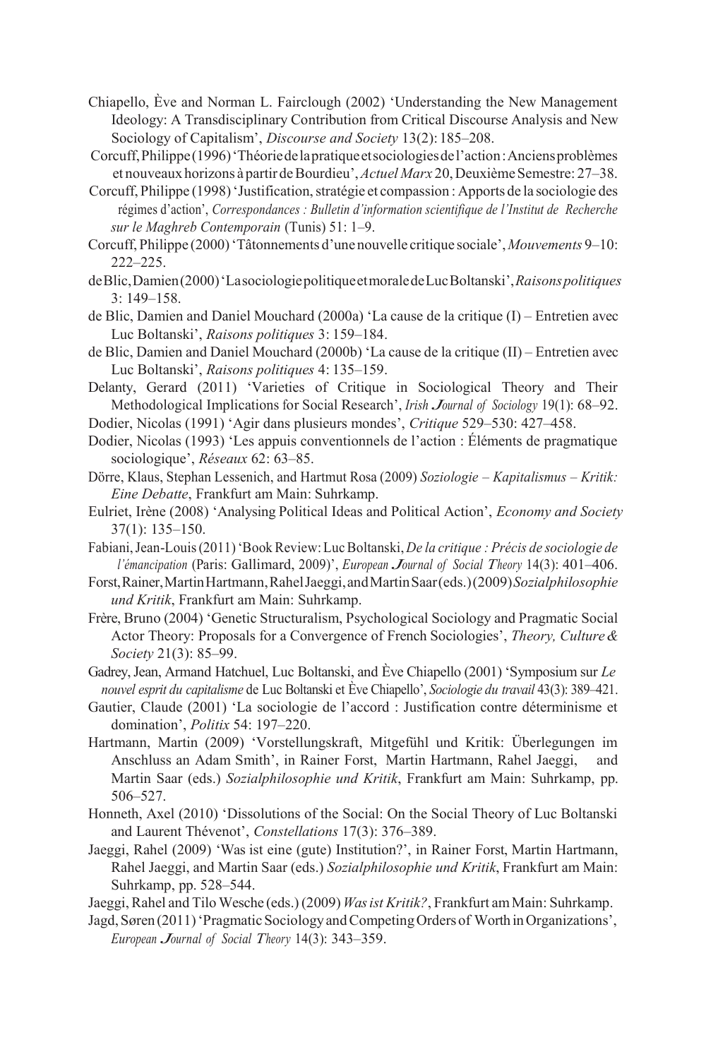Chiapello, Ève and Norman L. Fairclough (2002) 'Understanding the New Management Ideology: A Transdisciplinary Contribution from Critical Discourse Analysis and New Sociology of Capitalism', *Discourse and Society* 13(2): 185–208.

Corcuff, Philippe (1996) 'Théorie de la pratique et sociologies de l'action : Anciens problèmes et nouveaux horizons à partir de Bourdieu', *Actuel Marx* 20, Deuxième Semestre: 27–38.

Corcuff, Philippe (1998) 'Justification, stratégie et compassion : Apports de la sociologie des régimes d'action', *Correspondances : Bulletin d'information scientifique de l'Institut de Recherche sur le Maghreb Contemporain* (Tunis) 51: 1–9.

Corcuff, Philippe (2000) 'Tâtonnements d'une nouvelle critique sociale', *Mouvements* 9–10: 222–225.

de Blic, Damien (2000) 'La sociologie politique et morale de Luc Boltanski', *Raisons politiques* 3: 149–158.

de Blic, Damien and Daniel Mouchard (2000a) 'La cause de la critique (I) – Entretien avec Luc Boltanski', *Raisons politiques* 3: 159–184.

de Blic, Damien and Daniel Mouchard (2000b) 'La cause de la critique (II) – Entretien avec Luc Boltanski', *Raisons politiques* 4: 135–159.

Delanty, Gerard (2011) 'Varieties of Critique in Sociological Theory and Their Methodological Implications for Social Research', *Irish Journal of Sociology* 19(1): 68–92.

Dodier, Nicolas (1991) 'Agir dans plusieurs mondes', *Critique* 529–530: 427–458.

Dodier, Nicolas (1993) 'Les appuis conventionnels de l'action : Éléments de pragmatique sociologique', *Réseaux* 62: 63–85.

Dörre, Klaus, Stephan Lessenich, and Hartmut Rosa (2009) *Soziologie – Kapitalismus – Kritik: Eine Debatte*, Frankfurt am Main: Suhrkamp.

Eulriet, Irène (2008) 'Analysing Political Ideas and Political Action', *Economy and Society* 37(1): 135–150.

Fabiani, Jean-Louis (2011) 'Book Review: Luc Boltanski, *De la critique : Précis de sociologie de l'émancipation* (Paris: Gallimard, 2009)', *European Journal of Social Theory* 14(3): 401–406.

Forst, Rainer, Martin Hartmann, Rahel Jaeggi, and Martin Saar (eds.) (2009) *Sozialphilosophie und Kritik*, Frankfurt am Main: Suhrkamp.

Frère, Bruno (2004) 'Genetic Structuralism, Psychological Sociology and Pragmatic Social Actor Theory: Proposals for a Convergence of French Sociologies', *Theory, Culture & Society* 21(3): 85–99.

Gadrey, Jean, Armand Hatchuel, Luc Boltanski, and Ève Chiapello (2001) 'Symposium sur *Le nouvel esprit du capitalisme* de Luc Boltanski et Ève Chiapello', *Sociologie du travail* 43(3): 389–421.

Gautier, Claude (2001) 'La sociologie de l'accord : Justification contre déterminisme et domination', *Politix* 54: 197–220.

Hartmann, Martin (2009) 'Vorstellungskraft, Mitgefühl und Kritik: Überlegungen im Anschluss an Adam Smith', in Rainer Forst, Martin Hartmann, Rahel Jaeggi, and Martin Saar (eds.) *Sozialphilosophie und Kritik*, Frankfurt am Main: Suhrkamp, pp. 506–527.

Honneth, Axel (2010) 'Dissolutions of the Social: On the Social Theory of Luc Boltanski and Laurent Thévenot', *Constellations* 17(3): 376–389.

Jaeggi, Rahel (2009) 'Was ist eine (gute) Institution?', in Rainer Forst, Martin Hartmann, Rahel Jaeggi, and Martin Saar (eds.) *Sozialphilosophie und Kritik*, Frankfurt am Main: Suhrkamp, pp. 528–544.

Jaeggi, Rahel and Tilo Wesche (eds.) (2009) *Was ist Kritik?*, Frankfurt am Main: Suhrkamp.

Jagd, Søren (2011) 'Pragmatic Sociology and Competing Orders of Worth in Organizations', *European Journal of Social Theory* 14(3): 343–359.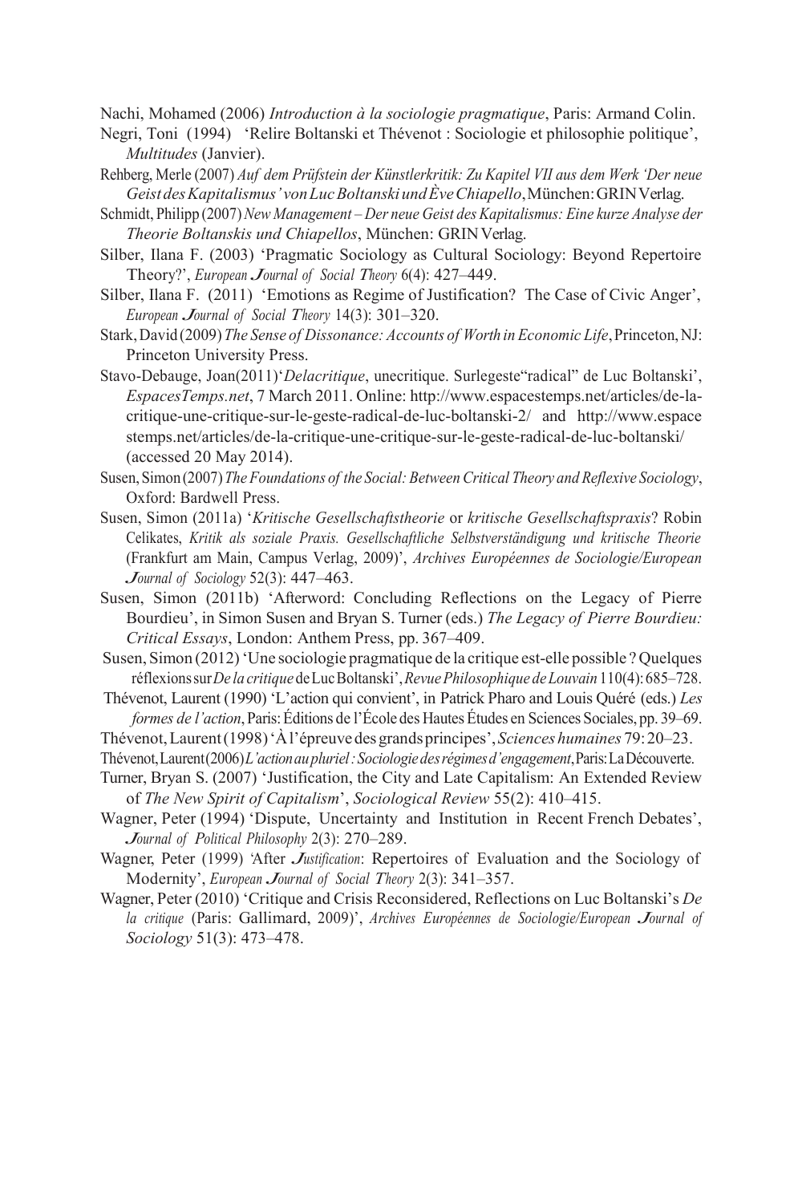Nachi, Mohamed (2006) *Introduction à la sociologie pragmatique*, Paris: Armand Colin.

Negri, Toni (1994) 'Relire Boltanski et Thévenot : Sociologie et philosophie politique', *Multitudes* (Janvier).

Rehberg, Merle (2007) *Auf dem Prüfstein der Künstlerkritik: Zu Kapitel VII aus dem Werk 'Der neue Geist des Kapitalismus' von Luc Boltanski und Ève Chiapello*, München: GRIN Verlag.

Schmidt, Philipp (2007) *New Management – Der neue Geist des Kapitalismus: Eine kurze Analyse der Theorie Boltanskis und Chiapellos*, München: GRIN Verlag.

Silber, Ilana F. (2003) 'Pragmatic Sociology as Cultural Sociology: Beyond Repertoire Theory?', *European Journal of Social Theory* 6(4): 427–449.

Silber, Ilana F. (2011) 'Emotions as Regime of Justification? The Case of Civic Anger', *European Journal of Social Theory* 14(3): 301–320.

Stark, David (2009) *The Sense of Dissonance: Accounts of Worth in Economic Life*, Princeton, NJ: Princeton University Press.

Stavo-Debauge, Joan(2011)'*Delacritique*, unecritique. Surlegeste"radical" de Luc Boltanski', *EspacesTemps.net*, 7 March 2011. Online: http://www.espacestemps.net/articles/de-la-critique-une-critique-sur-le-geste-radical-de-luc-boltanski-2/ and http://www.espacestemps.net/articles/de-la-critique-une-critique-sur-le-geste-radical-de-luc-boltanski/ (accessed 20 May 2014).

Susen, Simon (2007) *The Foundations of the Social: Between Critical Theory and Reflexive Sociology*, Oxford: Bardwell Press.

Susen, Simon (2011a) '*Kritische Gesellschaftstheorie* or *kritische Gesellschaftspraxis*? Robin Celikates, *Kritik als soziale Praxis. Gesellschaftliche Selbstverständigung und kritische Theorie* (Frankfurt am Main, Campus Verlag, 2009)', *Archives Européennes de Sociologie/European Journal of Sociology* 52(3): 447–463.

Susen, Simon (2011b) 'Afterword: Concluding Reflections on the Legacy of Pierre Bourdieu', in Simon Susen and Bryan S. Turner (eds.) *The Legacy of Pierre Bourdieu: Critical Essays*, London: Anthem Press, pp. 367–409.

Susen, Simon (2012) 'Une sociologie pragmatique de la critique est-elle possible ? Quelques réflexions sur *De la critique* de Luc Boltanski', *Revue Philosophique de Louvain* 110(4): 685–728.

Thévenot, Laurent (1990) 'L'action qui convient', in Patrick Pharo and Louis Quéré (eds.) *Les formes de l'action*, Paris: Éditions de l'École des Hautes Études en Sciences Sociales, pp. 39–69.

Thévenot, Laurent (1998) 'À l'épreuve des grands principes', *Sciences humaines* 79: 20–23.

Thévenot, Laurent (2006) *L'action au pluriel : Sociologie des régimes d'engagement*, Paris: La Découverte.

Turner, Bryan S. (2007) 'Justification, the City and Late Capitalism: An Extended Review of *The New Spirit of Capitalism*', *Sociological Review* 55(2): 410–415.

Wagner, Peter (1994) 'Dispute, Uncertainty and Institution in Recent French Debates', *Journal of Political Philosophy* 2(3): 270–289.

Wagner, Peter (1999) 'After *Justification*: Repertoires of Evaluation and the Sociology of Modernity', *European Journal of Social Theory* 2(3): 341–357.

Wagner, Peter (2010) 'Critique and Crisis Reconsidered, Reflections on Luc Boltanski's *De la critique* (Paris: Gallimard, 2009)', *Archives Européennes de Sociologie/European Journal of Sociology* 51(3): 473–478.